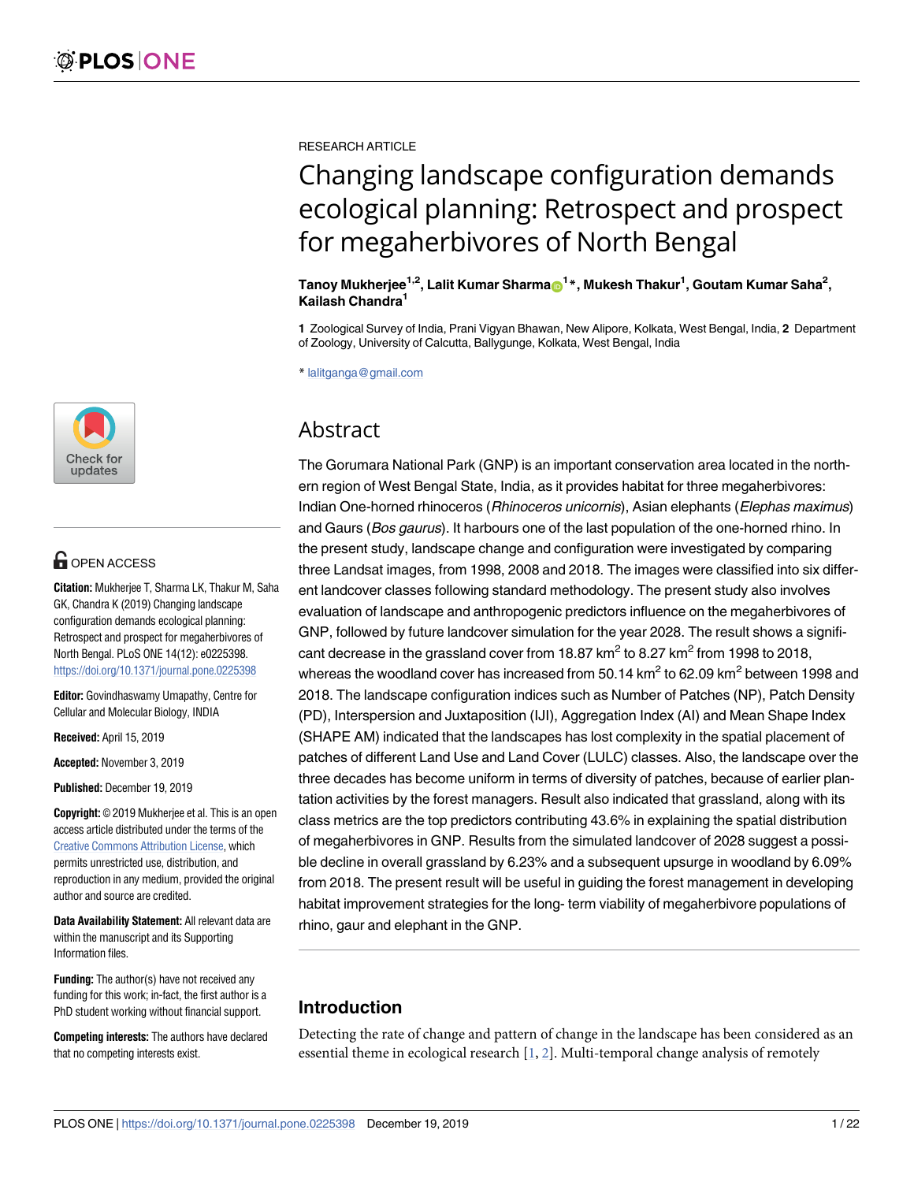RESEARCH ARTICLE

# Changing landscape configuration demands ecological planning: Retrospect and prospect for megaherbivores of North Bengal

**Tanoy Mukherjee[1,2], Lalit Kumar Sharma[1]*, Mukesh Thakur[1], Goutam Kumar Saha[2], Kailash Chandra[1]**

**1** Zoological Survey of India, Prani Vigyan Bhawan, New Alipore, Kolkata, West Bengal, India, **2** Department of Zoology, University of Calcutta, Ballygunge, Kolkata, West Bengal, India

* lalitganga@gmail.com

OPEN ACCESS

**Citation:** Mukherjee T, Sharma LK, Thakur M, Saha GK, Chandra K (2019) Changing landscape configuration demands ecological planning: Retrospect and prospect for megaherbivores of North Bengal. PLoS ONE 14(12): e0225398. https://doi.org/10.1371/journal.pone.0225398

**Editor:** Govindhaswamy Umapathy, Centre for Cellular and Molecular Biology, INDIA

**Received:** April 15, 2019

**Accepted:** November 3, 2019

**Published:** December 19, 2019

**Copyright:** © 2019 Mukherjee et al. This is an open access article distributed under the terms of the Creative Commons Attribution License, which permits unrestricted use, distribution, and reproduction in any medium, provided the original author and source are credited.

**Data Availability Statement:** All relevant data are within the manuscript and its Supporting Information files.

**Funding:** The author(s) have not received any funding for this work; in-fact, the first author is a PhD student working without financial support.

**Competing interests:** The authors have declared that no competing interests exist.

## Abstract

The Gorumara National Park (GNP) is an important conservation area located in the northern region of West Bengal State, India, as it provides habitat for three megaherbivores: Indian One-horned rhinoceros (*Rhinoceros unicornis*), Asian elephants (*Elephas maximus*) and Gaurs (*Bos gaurus*). It harbours one of the last population of the one-horned rhino. In the present study, landscape change and configuration were investigated by comparing three Landsat images, from 1998, 2008 and 2018. The images were classified into six different landcover classes following standard methodology. The present study also involves evaluation of landscape and anthropogenic predictors influence on the megaherbivores of GNP, followed by future landcover simulation for the year 2028. The result shows a significant decrease in the grassland cover from 18.87 km$^2$ to 8.27 km$^2$ from 1998 to 2018, whereas the woodland cover has increased from 50.14 km$^2$ to 62.09 km$^2$ between 1998 and 2018. The landscape configuration indices such as Number of Patches (NP), Patch Density (PD), Interspersion and Juxtaposition (IJI), Aggregation Index (AI) and Mean Shape Index (SHAPE AM) indicated that the landscapes has lost complexity in the spatial placement of patches of different Land Use and Land Cover (LULC) classes. Also, the landscape over the three decades has become uniform in terms of diversity of patches, because of earlier plantation activities by the forest managers. Result also indicated that grassland, along with its class metrics are the top predictors contributing 43.6% in explaining the spatial distribution of megaherbivores in GNP. Results from the simulated landcover of 2028 suggest a possible decline in overall grassland by 6.23% and a subsequent upsurge in woodland by 6.09% from 2018. The present result will be useful in guiding the forest management in developing habitat improvement strategies for the long- term viability of megaherbivore populations of rhino, gaur and elephant in the GNP.

## Introduction

Detecting the rate of change and pattern of change in the landscape has been considered as an essential theme in ecological research [1, 2]. Multi-temporal change analysis of remotely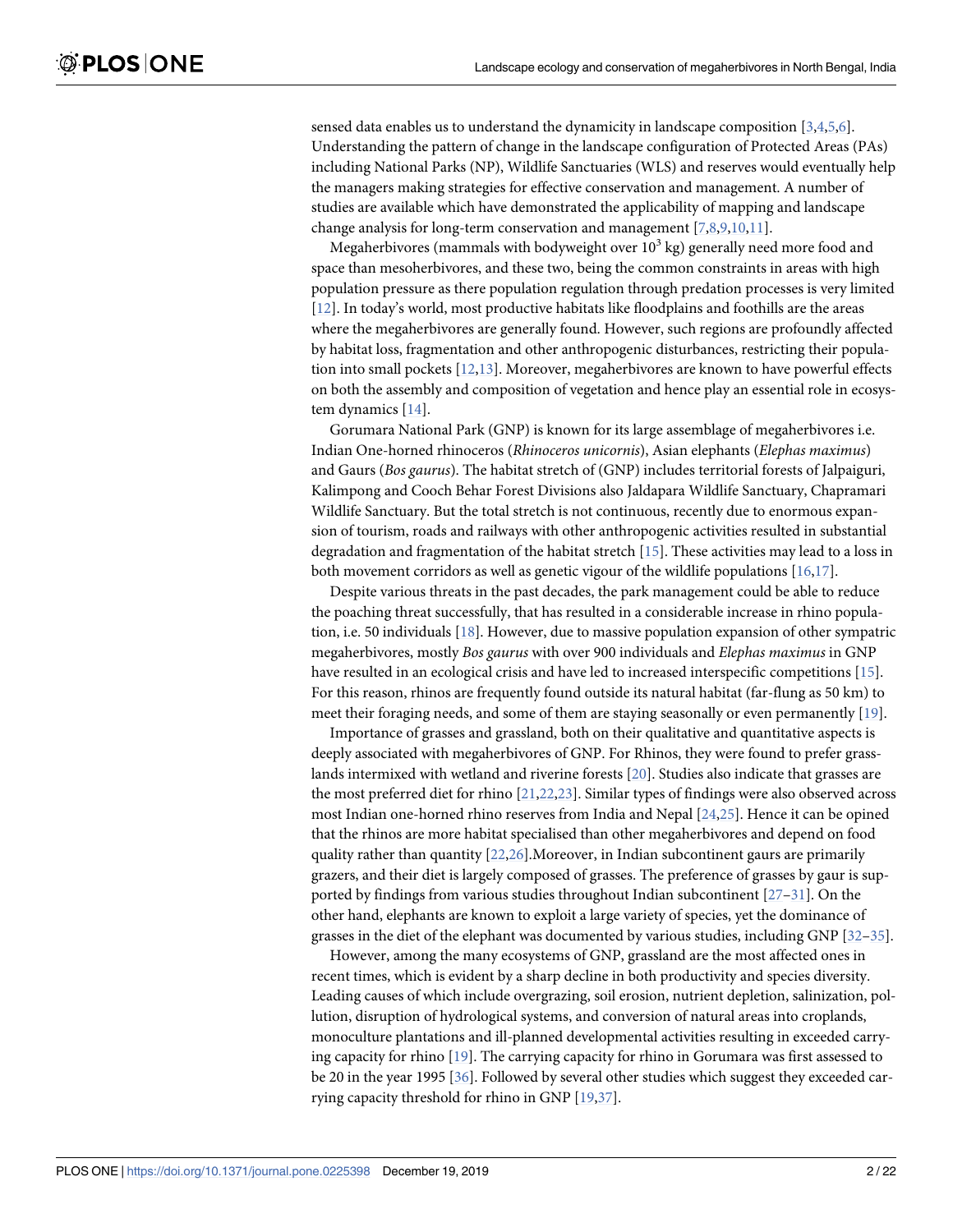sensed data enables us to understand the dynamicity in landscape composition [3,4,5,6]. Understanding the pattern of change in the landscape configuration of Protected Areas (PAs) including National Parks (NP), Wildlife Sanctuaries (WLS) and reserves would eventually help the managers making strategies for effective conservation and management. A number of studies are available which have demonstrated the applicability of mapping and landscape change analysis for long-term conservation and management [7,8,9,10,11].

Megaherbivores (mammals with bodyweight over $10^3$ kg) generally need more food and space than mesoherbivores, and these two, being the common constraints in areas with high population pressure as there population regulation through predation processes is very limited [12]. In today's world, most productive habitats like floodplains and foothills are the areas where the megaherbivores are generally found. However, such regions are profoundly affected by habitat loss, fragmentation and other anthropogenic disturbances, restricting their population into small pockets [12,13]. Moreover, megaherbivores are known to have powerful effects on both the assembly and composition of vegetation and hence play an essential role in ecosystem dynamics [14].

Gorumara National Park (GNP) is known for its large assemblage of megaherbivores i.e. Indian One-horned rhinoceros (*Rhinoceros unicornis*), Asian elephants (*Elephas maximus*) and Gaurs (*Bos gaurus*). The habitat stretch of (GNP) includes territorial forests of Jalpaiguri, Kalimpong and Cooch Behar Forest Divisions also Jaldapara Wildlife Sanctuary, Chapramari Wildlife Sanctuary. But the total stretch is not continuous, recently due to enormous expansion of tourism, roads and railways with other anthropogenic activities resulted in substantial degradation and fragmentation of the habitat stretch [15]. These activities may lead to a loss in both movement corridors as well as genetic vigour of the wildlife populations [16,17].

Despite various threats in the past decades, the park management could be able to reduce the poaching threat successfully, that has resulted in a considerable increase in rhino population, i.e. 50 individuals [18]. However, due to massive population expansion of other sympatric megaherbivores, mostly *Bos gaurus* with over 900 individuals and *Elephas maximus* in GNP have resulted in an ecological crisis and have led to increased interspecific competitions [15]. For this reason, rhinos are frequently found outside its natural habitat (far-flung as 50 km) to meet their foraging needs, and some of them are staying seasonally or even permanently [19].

Importance of grasses and grassland, both on their qualitative and quantitative aspects is deeply associated with megaherbivores of GNP. For Rhinos, they were found to prefer grasslands intermixed with wetland and riverine forests [20]. Studies also indicate that grasses are the most preferred diet for rhino [21,22,23]. Similar types of findings were also observed across most Indian one-horned rhino reserves from India and Nepal [24,25]. Hence it can be opined that the rhinos are more habitat specialised than other megaherbivores and depend on food quality rather than quantity [22,26].Moreover, in Indian subcontinent gaurs are primarily grazers, and their diet is largely composed of grasses. The preference of grasses by gaur is supported by findings from various studies throughout Indian subcontinent [27–31]. On the other hand, elephants are known to exploit a large variety of species, yet the dominance of grasses in the diet of the elephant was documented by various studies, including GNP [32–35].

However, among the many ecosystems of GNP, grassland are the most affected ones in recent times, which is evident by a sharp decline in both productivity and species diversity. Leading causes of which include overgrazing, soil erosion, nutrient depletion, salinization, pollution, disruption of hydrological systems, and conversion of natural areas into croplands, monoculture plantations and ill-planned developmental activities resulting in exceeded carrying capacity for rhino [19]. The carrying capacity for rhino in Gorumara was first assessed to be 20 in the year 1995 [36]. Followed by several other studies which suggest they exceeded carrying capacity threshold for rhino in GNP [19,37].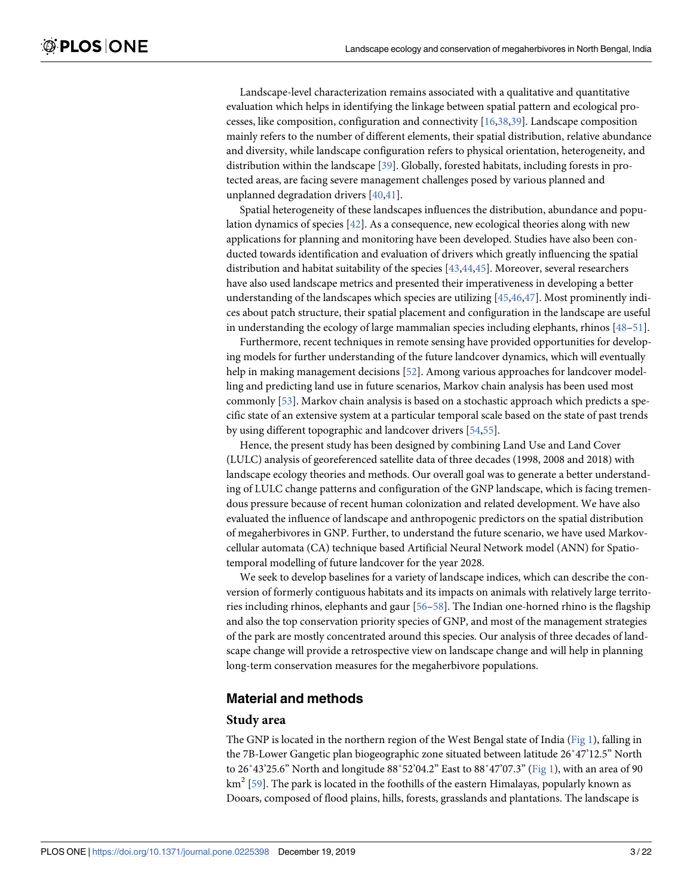Landscape-level characterization remains associated with a qualitative and quantitative evaluation which helps in identifying the linkage between spatial pattern and ecological processes, like composition, configuration and connectivity [16,38,39]. Landscape composition mainly refers to the number of different elements, their spatial distribution, relative abundance and diversity, while landscape configuration refers to physical orientation, heterogeneity, and distribution within the landscape [39]. Globally, forested habitats, including forests in protected areas, are facing severe management challenges posed by various planned and unplanned degradation drivers [40,41].

Spatial heterogeneity of these landscapes influences the distribution, abundance and population dynamics of species [42]. As a consequence, new ecological theories along with new applications for planning and monitoring have been developed. Studies have also been conducted towards identification and evaluation of drivers which greatly influencing the spatial distribution and habitat suitability of the species [43,44,45]. Moreover, several researchers have also used landscape metrics and presented their imperativeness in developing a better understanding of the landscapes which species are utilizing [45,46,47]. Most prominently indices about patch structure, their spatial placement and configuration in the landscape are useful in understanding the ecology of large mammalian species including elephants, rhinos [48–51].

Furthermore, recent techniques in remote sensing have provided opportunities for developing models for further understanding of the future landcover dynamics, which will eventually help in making management decisions [52]. Among various approaches for landcover modelling and predicting land use in future scenarios, Markov chain analysis has been used most commonly [53]. Markov chain analysis is based on a stochastic approach which predicts a specific state of an extensive system at a particular temporal scale based on the state of past trends by using different topographic and landcover drivers [54,55].

Hence, the present study has been designed by combining Land Use and Land Cover (LULC) analysis of georeferenced satellite data of three decades (1998, 2008 and 2018) with landscape ecology theories and methods. Our overall goal was to generate a better understanding of LULC change patterns and configuration of the GNP landscape, which is facing tremendous pressure because of recent human colonization and related development. We have also evaluated the influence of landscape and anthropogenic predictors on the spatial distribution of megaherbivores in GNP. Further, to understand the future scenario, we have used Markov-cellular automata (CA) technique based Artificial Neural Network model (ANN) for Spatio-temporal modelling of future landcover for the year 2028.

We seek to develop baselines for a variety of landscape indices, which can describe the conversion of formerly contiguous habitats and its impacts on animals with relatively large territories including rhinos, elephants and gaur [56–58]. The Indian one-horned rhino is the flagship and also the top conservation priority species of GNP, and most of the management strategies of the park are mostly concentrated around this species. Our analysis of three decades of landscape change will provide a retrospective view on landscape change and will help in planning long-term conservation measures for the megaherbivore populations.

## Material and methods

### Study area

The GNP is located in the northern region of the West Bengal state of India (Fig 1), falling in the 7B-Lower Gangetic plan biogeographic zone situated between latitude 26˚47'12.5" North to 26˚43'25.6" North and longitude 88˚52'04.2" East to 88˚47'07.3" (Fig 1), with an area of 90 km$^2$ [59]. The park is located in the foothills of the eastern Himalayas, popularly known as Dooars, composed of flood plains, hills, forests, grasslands and plantations. The landscape is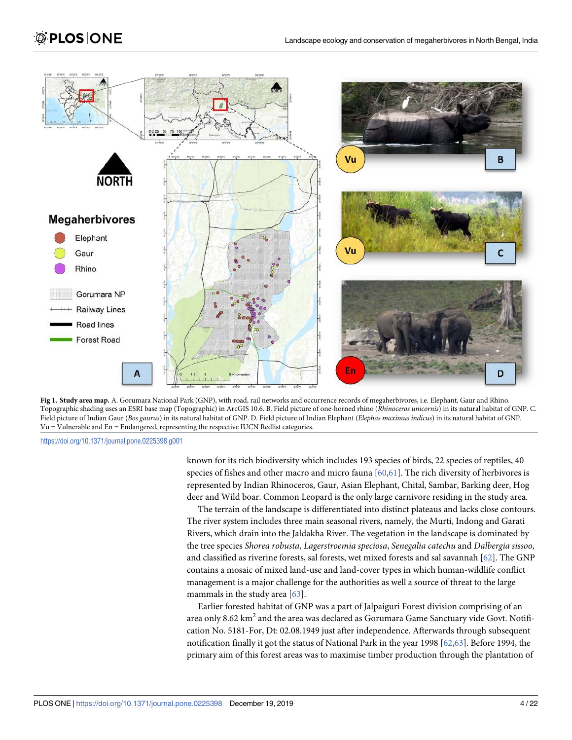**Fig 1. Study area map.** A. Gorumara National Park (GNP), with road, rail networks and occurrence records of megaherbivores, i.e. Elephant, Gaur and Rhino. Topographic shading uses an ESRI base map (Topographic) in ArcGIS 10.6. B. Field picture of one-horned rhino (*Rhinoceros unicornis*) in its natural habitat of GNP. C. Field picture of Indian Gaur (*Bos gaurus*) in its natural habitat of GNP. D. Field picture of Indian Elephant (*Elephas maximus indicus*) in its natural habitat of GNP. Vu = Vulnerable and En = Endangered, representing the respective IUCN Redlist categories.

https://doi.org/10.1371/journal.pone.0225398.g001

known for its rich biodiversity which includes 193 species of birds, 22 species of reptiles, 40 species of fishes and other macro and micro fauna [60,61]. The rich diversity of herbivores is represented by Indian Rhinoceros, Gaur, Asian Elephant, Chital, Sambar, Barking deer, Hog deer and Wild boar. Common Leopard is the only large carnivore residing in the study area.

The terrain of the landscape is differentiated into distinct plateaus and lacks close contours. The river system includes three main seasonal rivers, namely, the Murti, Indong and Garati Rivers, which drain into the Jaldakha River. The vegetation in the landscape is dominated by the tree species *Shorea robusta*, *Lagerstroemia speciosa*, *Senegalia catechu* and *Dalbergia sissoo*, and classified as riverine forests, sal forests, wet mixed forests and sal savannah [62]. The GNP contains a mosaic of mixed land-use and land-cover types in which human-wildlife conflict management is a major challenge for the authorities as well a source of threat to the large mammals in the study area [63].

Earlier forested habitat of GNP was a part of Jalpaiguri Forest division comprising of an area only 8.62 $km^2$ and the area was declared as Gorumara Game Sanctuary vide Govt. Notification No. 5181-For, Dt: 02.08.1949 just after independence. Afterwards through subsequent notification finally it got the status of National Park in the year 1998 [62,63]. Before 1994, the primary aim of this forest areas was to maximise timber production through the plantation of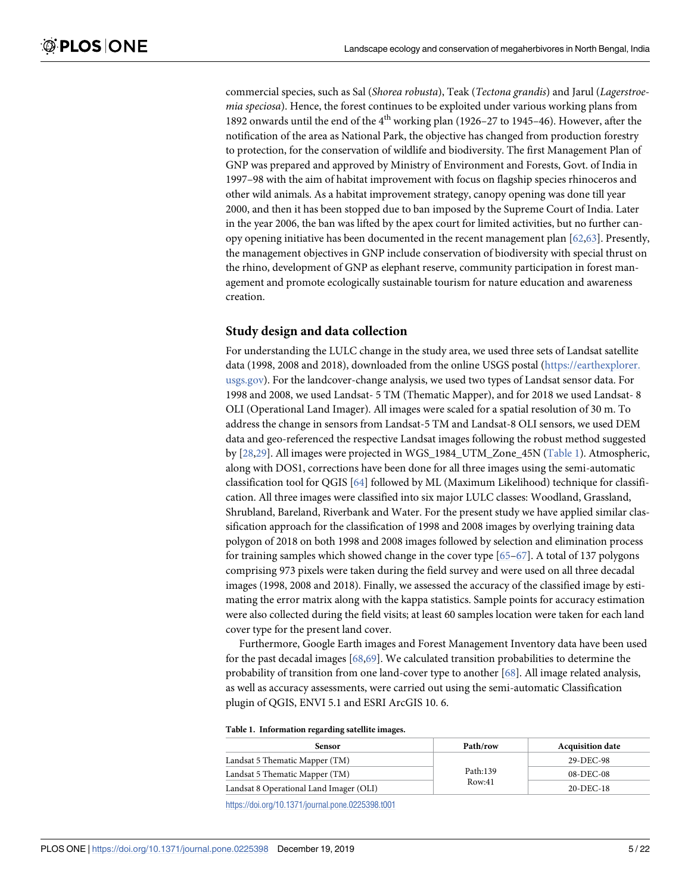commercial species, such as Sal (*Shorea robusta*), Teak (*Tectona grandis*) and Jarul (*Lagerstroemia speciosa*). Hence, the forest continues to be exploited under various working plans from 1892 onwards until the end of the 4th working plan (1926–27 to 1945–46). However, after the notification of the area as National Park, the objective has changed from production forestry to protection, for the conservation of wildlife and biodiversity. The first Management Plan of GNP was prepared and approved by Ministry of Environment and Forests, Govt. of India in 1997–98 with the aim of habitat improvement with focus on flagship species rhinoceros and other wild animals. As a habitat improvement strategy, canopy opening was done till year 2000, and then it has been stopped due to ban imposed by the Supreme Court of India. Later in the year 2006, the ban was lifted by the apex court for limited activities, but no further canopy opening initiative has been documented in the recent management plan [62,63]. Presently, the management objectives in GNP include conservation of biodiversity with special thrust on the rhino, development of GNP as elephant reserve, community participation in forest management and promote ecologically sustainable tourism for nature education and awareness creation.

## Study design and data collection

For understanding the LULC change in the study area, we used three sets of Landsat satellite data (1998, 2008 and 2018), downloaded from the online USGS postal (https://earthexplorer.usgs.gov). For the landcover-change analysis, we used two types of Landsat sensor data. For 1998 and 2008, we used Landsat- 5 TM (Thematic Mapper), and for 2018 we used Landsat- 8 OLI (Operational Land Imager). All images were scaled for a spatial resolution of 30 m. To address the change in sensors from Landsat-5 TM and Landsat-8 OLI sensors, we used DEM data and geo-referenced the respective Landsat images following the robust method suggested by [28,29]. All images were projected in WGS_1984_UTM_Zone_45N (Table 1). Atmospheric, along with DOS1, corrections have been done for all three images using the semi-automatic classification tool for QGIS [64] followed by ML (Maximum Likelihood) technique for classification. All three images were classified into six major LULC classes: Woodland, Grassland, Shrubland, Bareland, Riverbank and Water. For the present study we have applied similar classification approach for the classification of 1998 and 2008 images by overlying training data polygon of 2018 on both 1998 and 2008 images followed by selection and elimination process for training samples which showed change in the cover type [65–67]. A total of 137 polygons comprising 973 pixels were taken during the field survey and were used on all three decadal images (1998, 2008 and 2018). Finally, we assessed the accuracy of the classified image by estimating the error matrix along with the kappa statistics. Sample points for accuracy estimation were also collected during the field visits; at least 60 samples location were taken for each land cover type for the present land cover.

Furthermore, Google Earth images and Forest Management Inventory data have been used for the past decadal images [68,69]. We calculated transition probabilities to determine the probability of transition from one land-cover type to another [68]. All image related analysis, as well as accuracy assessments, were carried out using the semi-automatic Classification plugin of QGIS, ENVI 5.1 and ESRI ArcGIS 10. 6.

**Table 1. Information regarding satellite images.**

| Sensor | Path/row | Acquisition date |
| --- | --- | --- |
| Landsat 5 Thematic Mapper (TM) | Path:139 Row:41 | 29-DEC-98 |
| Landsat 5 Thematic Mapper (TM) | | 08-DEC-08 |
| Landsat 8 Operational Land Imager (OLI) | | 20-DEC-18 |

https://doi.org/10.1371/journal.pone.0225398.t001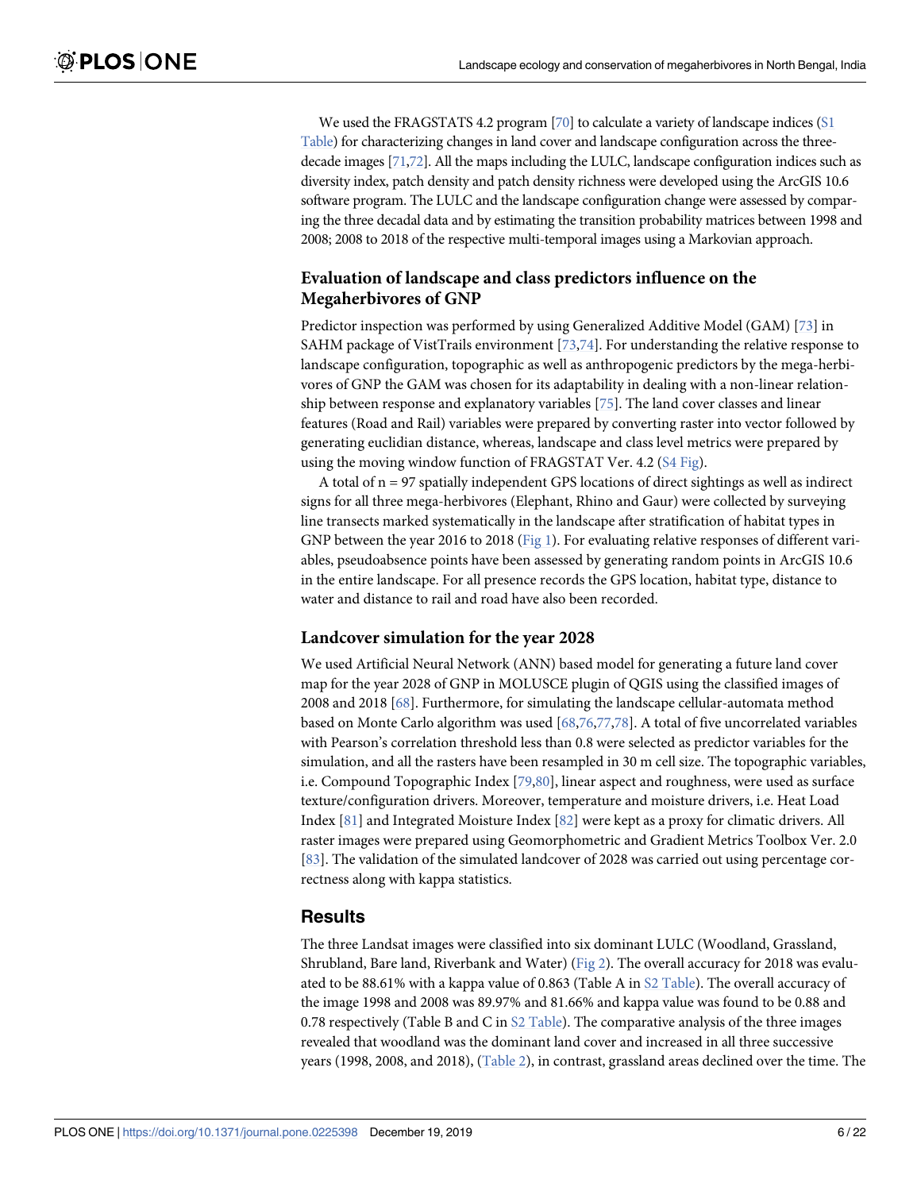We used the FRAGSTATS 4.2 program [70] to calculate a variety of landscape indices (S1 Table) for characterizing changes in land cover and landscape configuration across the three-decade images [71,72]. All the maps including the LULC, landscape configuration indices such as diversity index, patch density and patch density richness were developed using the ArcGIS 10.6 software program. The LULC and the landscape configuration change were assessed by comparing the three decadal data and by estimating the transition probability matrices between 1998 and 2008; 2008 to 2018 of the respective multi-temporal images using a Markovian approach.

### Evaluation of landscape and class predictors influence on the Megaherbivores of GNP

Predictor inspection was performed by using Generalized Additive Model (GAM) [73] in SAHM package of VistTrails environment [73,74]. For understanding the relative response to landscape configuration, topographic as well as anthropogenic predictors by the mega-herbivores of GNP the GAM was chosen for its adaptability in dealing with a non-linear relationship between response and explanatory variables [75]. The land cover classes and linear features (Road and Rail) variables were prepared by converting raster into vector followed by generating euclidian distance, whereas, landscape and class level metrics were prepared by using the moving window function of FRAGSTAT Ver. 4.2 (S4 Fig).

A total of n = 97 spatially independent GPS locations of direct sightings as well as indirect signs for all three mega-herbivores (Elephant, Rhino and Gaur) were collected by surveying line transects marked systematically in the landscape after stratification of habitat types in GNP between the year 2016 to 2018 (Fig 1). For evaluating relative responses of different variables, pseudoabsence points have been assessed by generating random points in ArcGIS 10.6 in the entire landscape. For all presence records the GPS location, habitat type, distance to water and distance to rail and road have also been recorded.

### Landcover simulation for the year 2028

We used Artificial Neural Network (ANN) based model for generating a future land cover map for the year 2028 of GNP in MOLUSCE plugin of QGIS using the classified images of 2008 and 2018 [68]. Furthermore, for simulating the landscape cellular-automata method based on Monte Carlo algorithm was used [68,76,77,78]. A total of five uncorrelated variables with Pearson's correlation threshold less than 0.8 were selected as predictor variables for the simulation, and all the rasters have been resampled in 30 m cell size. The topographic variables, i.e. Compound Topographic Index [79,80], linear aspect and roughness, were used as surface texture/configuration drivers. Moreover, temperature and moisture drivers, i.e. Heat Load Index [81] and Integrated Moisture Index [82] were kept as a proxy for climatic drivers. All raster images were prepared using Geomorphometric and Gradient Metrics Toolbox Ver. 2.0 [83]. The validation of the simulated landcover of 2028 was carried out using percentage correctness along with kappa statistics.

## Results

The three Landsat images were classified into six dominant LULC (Woodland, Grassland, Shrubland, Bare land, Riverbank and Water) (Fig 2). The overall accuracy for 2018 was evaluated to be 88.61% with a kappa value of 0.863 (Table A in S2 Table). The overall accuracy of the image 1998 and 2008 was 89.97% and 81.66% and kappa value was found to be 0.88 and 0.78 respectively (Table B and C in S2 Table). The comparative analysis of the three images revealed that woodland was the dominant land cover and increased in all three successive years (1998, 2008, and 2018), (Table 2), in contrast, grassland areas declined over the time. The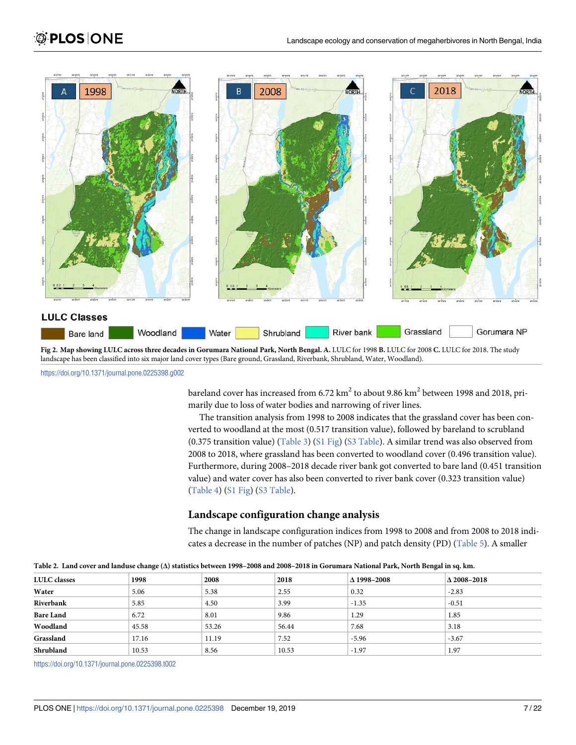LULC Classes

Bare land | Woodland | Water | Shrubland | River bank | Grassland | Gorumara NP

**Fig 2. Map showing LULC across three decades in Gorumara National Park, North Bengal. A.** LULC for 1998 **B.** LULC for 2008 **C.** LULC for 2018. The study landscape has been classified into six major land cover types (Bare ground, Grassland, Riverbank, Shrubland, Water, Woodland).

https://doi.org/10.1371/journal.pone.0225398.g002

bareland cover has increased from 6.72 $km^2$ to about 9.86 $km^2$ between 1998 and 2018, primarily due to loss of water bodies and narrowing of river lines.

The transition analysis from 1998 to 2008 indicates that the grassland cover has been converted to woodland at the most (0.517 transition value), followed by bareland to scrubland (0.375 transition value) (Table 3) (S1 Fig) (S3 Table). A similar trend was also observed from 2008 to 2018, where grassland has been converted to woodland cover (0.496 transition value). Furthermore, during 2008–2018 decade river bank got converted to bare land (0.451 transition value) and water cover has also been converted to river bank cover (0.323 transition value) (Table 4) (S1 Fig) (S3 Table).

## Landscape configuration change analysis

The change in landscape configuration indices from 1998 to 2008 and from 2008 to 2018 indicates a decrease in the number of patches (NP) and patch density (PD) (Table 5). A smaller

**Table 2. Land cover and landuse change (Δ) statistics between 1998–2008 and 2008–2018 in Gorumara National Park, North Bengal in sq. km.**

| LULC classes | 1998 | 2008 | 2018 | Δ 1998–2008 | Δ 2008–2018 |
|---|---|---|---|---|---|
| **Water** | 5.06 | 5.38 | 2.55 | 0.32 | -2.83 |
| **Riverbank** | 5.85 | 4.50 | 3.99 | -1.35 | -0.51 |
| **Bare Land** | 6.72 | 8.01 | 9.86 | 1.29 | 1.85 |
| **Woodland** | 45.58 | 53.26 | 56.44 | 7.68 | 3.18 |
| **Grassland** | 17.16 | 11.19 | 7.52 | -5.96 | -3.67 |
| **Shrubland** | 10.53 | 8.56 | 10.53 | -1.97 | 1.97 |

https://doi.org/10.1371/journal.pone.0225398.t002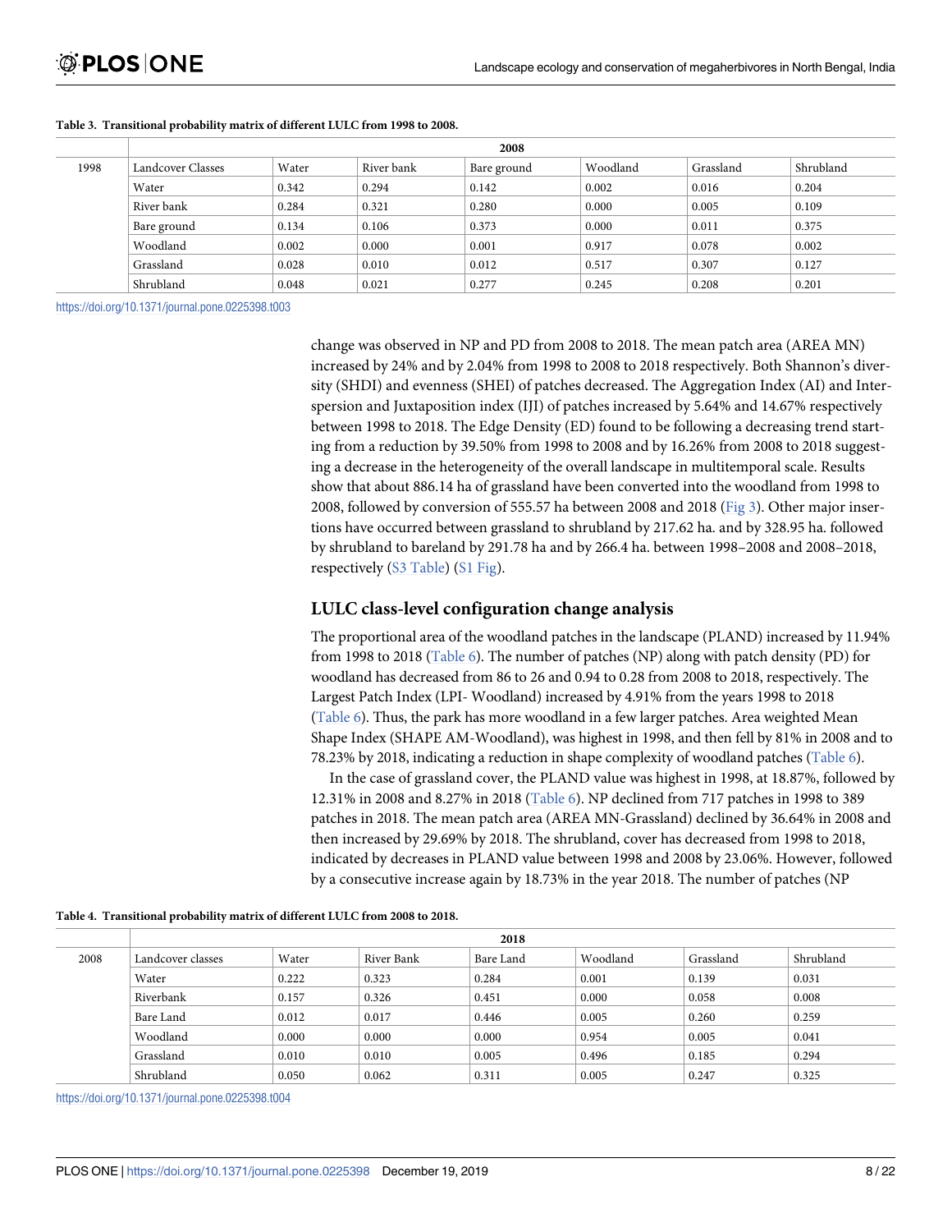**Table 3. Transitional probability matrix of different LULC from 1998 to 2008.**

| | 2008 | | | | | | |
|---|---|---|---|---|---|---|---|
| 1998 | Landcover Classes | Water | River bank | Bare ground | Woodland | Grassland | Shrubland |
| | Water | 0.342 | 0.294 | 0.142 | 0.002 | 0.016 | 0.204 |
| | River bank | 0.284 | 0.321 | 0.280 | 0.000 | 0.005 | 0.109 |
| | Bare ground | 0.134 | 0.106 | 0.373 | 0.000 | 0.011 | 0.375 |
| | Woodland | 0.002 | 0.000 | 0.001 | 0.917 | 0.078 | 0.002 |
| | Grassland | 0.028 | 0.010 | 0.012 | 0.517 | 0.307 | 0.127 |
| | Shrubland | 0.048 | 0.021 | 0.277 | 0.245 | 0.208 | 0.201 |

https://doi.org/10.1371/journal.pone.0225398.t003

change was observed in NP and PD from 2008 to 2018. The mean patch area (AREA MN) increased by 24% and by 2.04% from 1998 to 2008 to 2018 respectively. Both Shannon's diversity (SHDI) and evenness (SHEI) of patches decreased. The Aggregation Index (AI) and Interspersion and Juxtaposition index (IJI) of patches increased by 5.64% and 14.67% respectively between 1998 to 2018. The Edge Density (ED) found to be following a decreasing trend starting from a reduction by 39.50% from 1998 to 2008 and by 16.26% from 2008 to 2018 suggesting a decrease in the heterogeneity of the overall landscape in multitemporal scale. Results show that about 886.14 ha of grassland have been converted into the woodland from 1998 to 2008, followed by conversion of 555.57 ha between 2008 and 2018 (Fig 3). Other major insertions have occurred between grassland to shrubland by 217.62 ha. and by 328.95 ha. followed by shrubland to bareland by 291.78 ha and by 266.4 ha. between 1998–2008 and 2008–2018, respectively (S3 Table) (S1 Fig).

## LULC class-level configuration change analysis

The proportional area of the woodland patches in the landscape (PLAND) increased by 11.94% from 1998 to 2018 (Table 6). The number of patches (NP) along with patch density (PD) for woodland has decreased from 86 to 26 and 0.94 to 0.28 from 2008 to 2018, respectively. The Largest Patch Index (LPI- Woodland) increased by 4.91% from the years 1998 to 2018 (Table 6). Thus, the park has more woodland in a few larger patches. Area weighted Mean Shape Index (SHAPE AM-Woodland), was highest in 1998, and then fell by 81% in 2008 and to 78.23% by 2018, indicating a reduction in shape complexity of woodland patches (Table 6).

In the case of grassland cover, the PLAND value was highest in 1998, at 18.87%, followed by 12.31% in 2008 and 8.27% in 2018 (Table 6). NP declined from 717 patches in 1998 to 389 patches in 2018. The mean patch area (AREA MN-Grassland) declined by 36.64% in 2008 and then increased by 29.69% by 2018. The shrubland, cover has decreased from 1998 to 2018, indicated by decreases in PLAND value between 1998 and 2008 by 23.06%. However, followed by a consecutive increase again by 18.73% in the year 2018. The number of patches (NP

**Table 4. Transitional probability matrix of different LULC from 2008 to 2018.**

| | 2018 | | | | | | |
|---|---|---|---|---|---|---|---|
| 2008 | Landcover classes | Water | River Bank | Bare Land | Woodland | Grassland | Shrubland |
| | Water | 0.222 | 0.323 | 0.284 | 0.001 | 0.139 | 0.031 |
| | Riverbank | 0.157 | 0.326 | 0.451 | 0.000 | 0.058 | 0.008 |
| | Bare Land | 0.012 | 0.017 | 0.446 | 0.005 | 0.260 | 0.259 |
| | Woodland | 0.000 | 0.000 | 0.000 | 0.954 | 0.005 | 0.041 |
| | Grassland | 0.010 | 0.010 | 0.005 | 0.496 | 0.185 | 0.294 |
| | Shrubland | 0.050 | 0.062 | 0.311 | 0.005 | 0.247 | 0.325 |

https://doi.org/10.1371/journal.pone.0225398.t004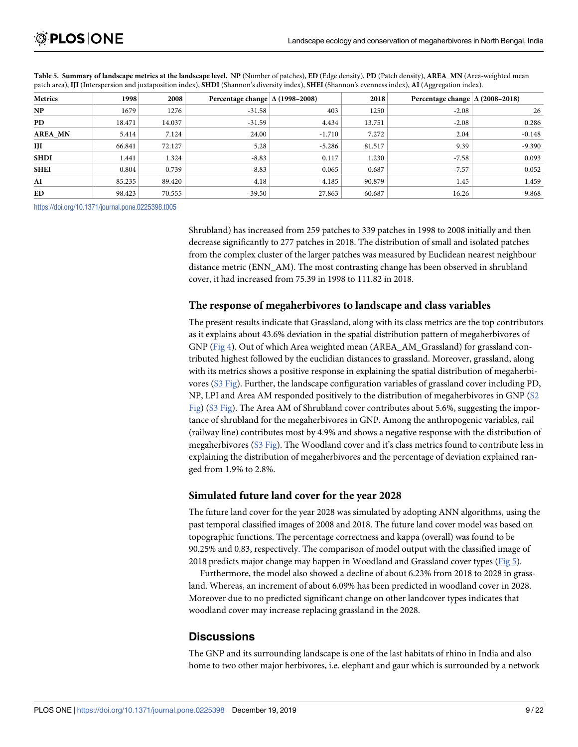**Table 5. Summary of landscape metrics at the landscape level.** **NP** (Number of patches), **ED** (Edge density), **PD** (Patch density), **AREA_MN** (Area-weighted mean patch area), **IJI** (Interspersion and juxtaposition index), **SHDI** (Shannon's diversity index), **SHEI** (Shannon's evenness index), **AI** (Aggregation index).

| Metrics | 1998 | 2008 | Percentage change | Δ (1998–2008) | 2018 | Percentage change | Δ (2008–2018) |
|---|---|---|---|---|---|---|---|
| **NP** | 1679 | 1276 | -31.58 | 403 | 1250 | -2.08 | 26 |
| **PD** | 18.471 | 14.037 | -31.59 | 4.434 | 13.751 | -2.08 | 0.286 |
| **AREA_MN** | 5.414 | 7.124 | 24.00 | -1.710 | 7.272 | 2.04 | -0.148 |
| **IJI** | 66.841 | 72.127 | 5.28 | -5.286 | 81.517 | 9.39 | -9.390 |
| **SHDI** | 1.441 | 1.324 | -8.83 | 0.117 | 1.230 | -7.58 | 0.093 |
| **SHEI** | 0.804 | 0.739 | -8.83 | 0.065 | 0.687 | -7.57 | 0.052 |
| **AI** | 85.235 | 89.420 | 4.18 | -4.185 | 90.879 | 1.45 | -1.459 |
| **ED** | 98.423 | 70.555 | -39.50 | 27.863 | 60.687 | -16.26 | 9.868 |

https://doi.org/10.1371/journal.pone.0225398.t005

Shrubland) has increased from 259 patches to 339 patches in 1998 to 2008 initially and then decrease significantly to 277 patches in 2018. The distribution of small and isolated patches from the complex cluster of the larger patches was measured by Euclidean nearest neighbour distance metric (ENN_AM). The most contrasting change has been observed in shrubland cover, it had increased from 75.39 in 1998 to 111.82 in 2018.

### The response of megaherbivores to landscape and class variables

The present results indicate that Grassland, along with its class metrics are the top contributors as it explains about 43.6% deviation in the spatial distribution pattern of megaherbivores of GNP (Fig 4). Out of which Area weighted mean (AREA_AM_Grassland) for grassland contributed highest followed by the euclidian distances to grassland. Moreover, grassland, along with its metrics shows a positive response in explaining the spatial distribution of megaherbivores (S3 Fig). Further, the landscape configuration variables of grassland cover including PD, NP, LPI and Area AM responded positively to the distribution of megaherbivores in GNP (S2 Fig) (S3 Fig). The Area AM of Shrubland cover contributes about 5.6%, suggesting the importance of shrubland for the megaherbivores in GNP. Among the anthropogenic variables, rail (railway line) contributes most by 4.9% and shows a negative response with the distribution of megaherbivores (S3 Fig). The Woodland cover and it's class metrics found to contribute less in explaining the distribution of megaherbivores and the percentage of deviation explained ranged from 1.9% to 2.8%.

### Simulated future land cover for the year 2028

The future land cover for the year 2028 was simulated by adopting ANN algorithms, using the past temporal classified images of 2008 and 2018. The future land cover model was based on topographic functions. The percentage correctness and kappa (overall) was found to be 90.25% and 0.83, respectively. The comparison of model output with the classified image of 2018 predicts major change may happen in Woodland and Grassland cover types (Fig 5).

Furthermore, the model also showed a decline of about 6.23% from 2018 to 2028 in grassland. Whereas, an increment of about 6.09% has been predicted in woodland cover in 2028. Moreover due to no predicted significant change on other landcover types indicates that woodland cover may increase replacing grassland in the 2028.

## Discussions

The GNP and its surrounding landscape is one of the last habitats of rhino in India and also home to two other major herbivores, i.e. elephant and gaur which is surrounded by a network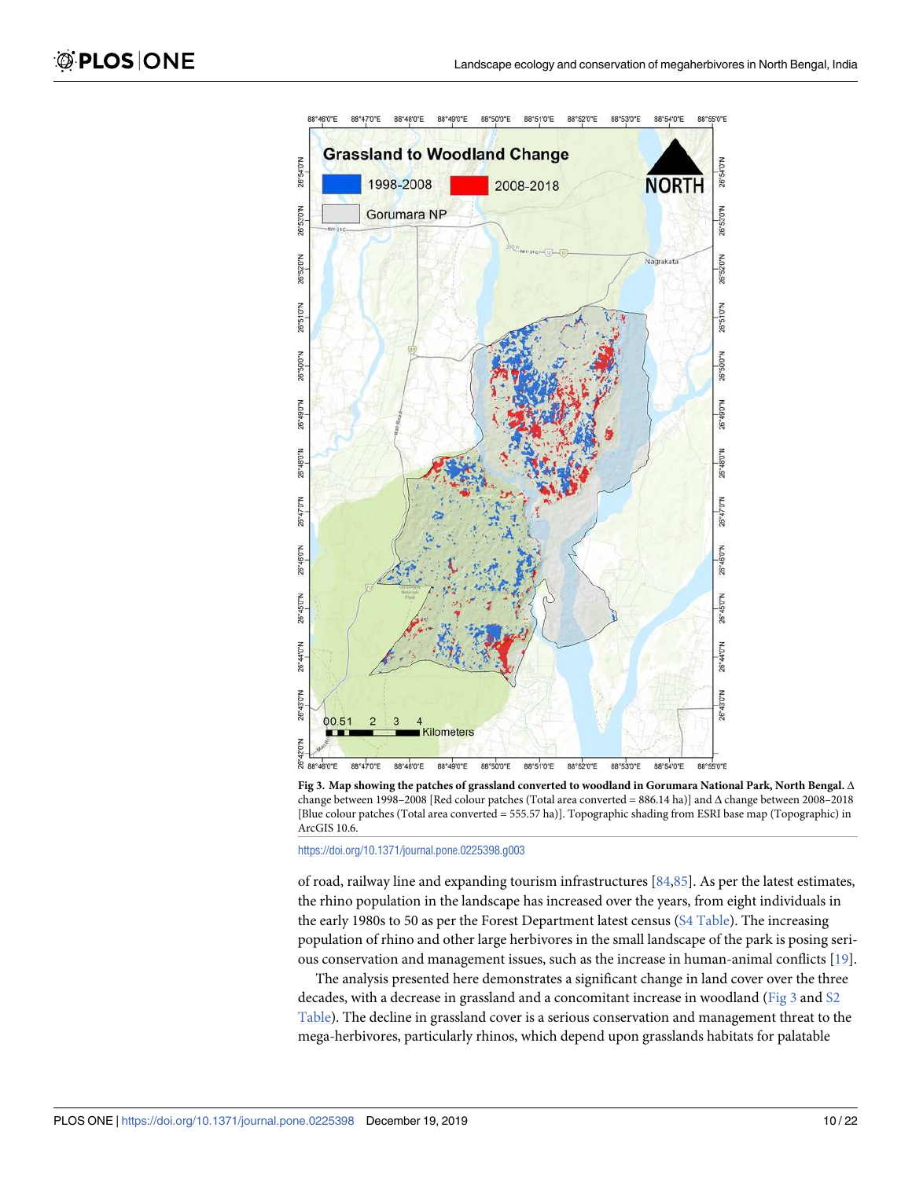**Fig 3. Map showing the patches of grassland converted to woodland in Gorumara National Park, North Bengal.** Δ change between 1998–2008 [Red colour patches (Total area converted = 886.14 ha)] and Δ change between 2008–2018 [Blue colour patches (Total area converted = 555.57 ha)]. Topographic shading from ESRI base map (Topographic) in ArcGIS 10.6.

https://doi.org/10.1371/journal.pone.0225398.g003

of road, railway line and expanding tourism infrastructures [84,85]. As per the latest estimates, the rhino population in the landscape has increased over the years, from eight individuals in the early 1980s to 50 as per the Forest Department latest census (S4 Table). The increasing population of rhino and other large herbivores in the small landscape of the park is posing serious conservation and management issues, such as the increase in human-animal conflicts [19].

The analysis presented here demonstrates a significant change in land cover over the three decades, with a decrease in grassland and a concomitant increase in woodland (Fig 3 and S2 Table). The decline in grassland cover is a serious conservation and management threat to the mega-herbivores, particularly rhinos, which depend upon grasslands habitats for palatable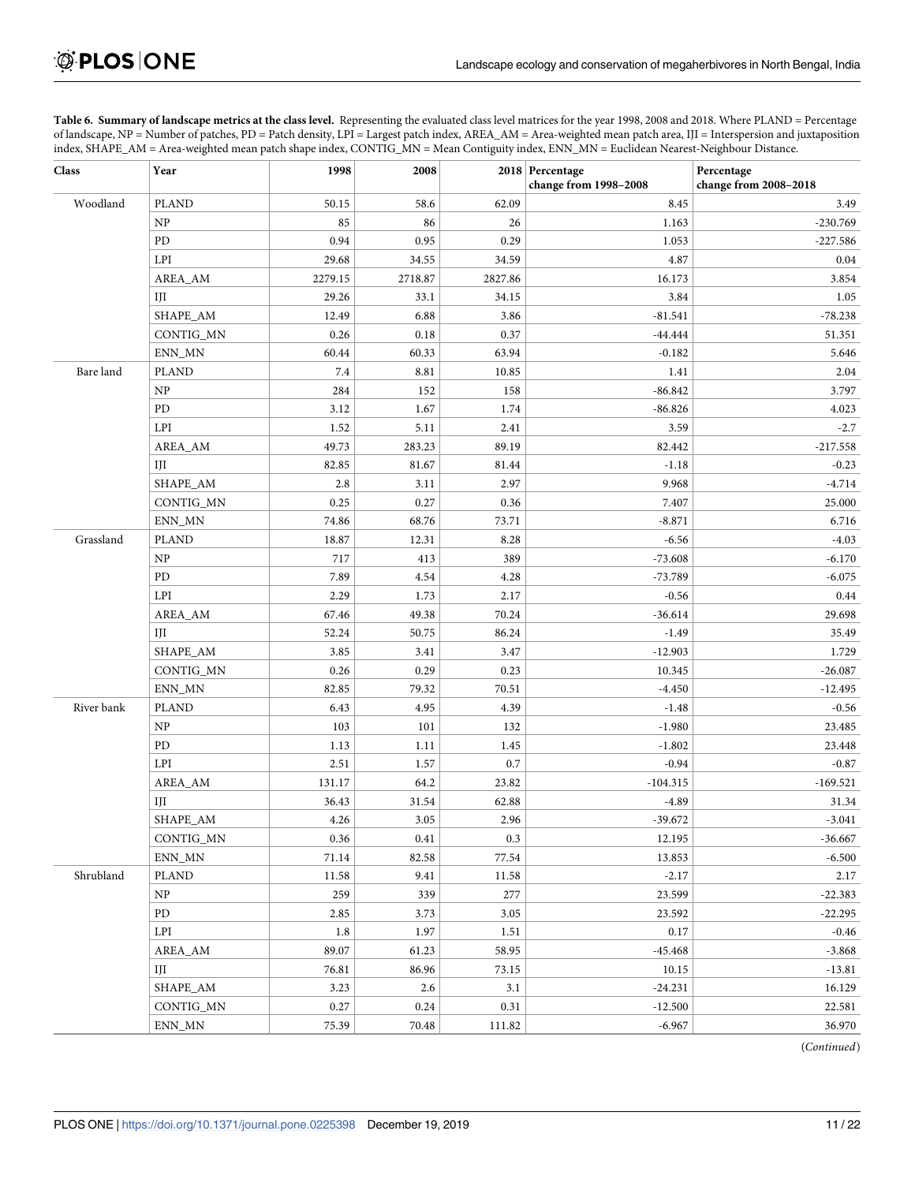**Table 6. Summary of landscape metrics at the class level.** Representing the evaluated class level matrices for the year 1998, 2008 and 2018. Where PLAND = Percentage of landscape, NP = Number of patches, PD = Patch density, LPI = Largest patch index, AREA_AM = Area-weighted mean patch area, IJI = Interspersion and juxtaposition index, SHAPE_AM = Area-weighted mean patch shape index, CONTIG_MN = Mean Contiguity index, ENN_MN = Euclidean Nearest-Neighbour Distance.

| Class | Year | 1998 | 2008 | 2018 | Percentage change from 1998–2008 | Percentage change from 2008–2018 |
|---|---|---|---|---|---|---|
| Woodland | PLAND | 50.15 | 58.6 | 62.09 | 8.45 | 3.49 |
| | NP | 85 | 86 | 26 | 1.163 | -230.769 |
| | PD | 0.94 | 0.95 | 0.29 | 1.053 | -227.586 |
| | LPI | 29.68 | 34.55 | 34.59 | 4.87 | 0.04 |
| | AREA_AM | 2279.15 | 2718.87 | 2827.86 | 16.173 | 3.854 |
| | IJI | 29.26 | 33.1 | 34.15 | 3.84 | 1.05 |
| | SHAPE_AM | 12.49 | 6.88 | 3.86 | -81.541 | -78.238 |
| | CONTIG_MN | 0.26 | 0.18 | 0.37 | -44.444 | 51.351 |
| | ENN_MN | 60.44 | 60.33 | 63.94 | -0.182 | 5.646 |
| Bare land | PLAND | 7.4 | 8.81 | 10.85 | 1.41 | 2.04 |
| | NP | 284 | 152 | 158 | -86.842 | 3.797 |
| | PD | 3.12 | 1.67 | 1.74 | -86.826 | 4.023 |
| | LPI | 1.52 | 5.11 | 2.41 | 3.59 | -2.7 |
| | AREA_AM | 49.73 | 283.23 | 89.19 | 82.442 | -217.558 |
| | IJI | 82.85 | 81.67 | 81.44 | -1.18 | -0.23 |
| | SHAPE_AM | 2.8 | 3.11 | 2.97 | 9.968 | -4.714 |
| | CONTIG_MN | 0.25 | 0.27 | 0.36 | 7.407 | 25.000 |
| | ENN_MN | 74.86 | 68.76 | 73.71 | -8.871 | 6.716 |
| Grassland | PLAND | 18.87 | 12.31 | 8.28 | -6.56 | -4.03 |
| | NP | 717 | 413 | 389 | -73.608 | -6.170 |
| | PD | 7.89 | 4.54 | 4.28 | -73.789 | -6.075 |
| | LPI | 2.29 | 1.73 | 2.17 | -0.56 | 0.44 |
| | AREA_AM | 67.46 | 49.38 | 70.24 | -36.614 | 29.698 |
| | IJI | 52.24 | 50.75 | 86.24 | -1.49 | 35.49 |
| | SHAPE_AM | 3.85 | 3.41 | 3.47 | -12.903 | 1.729 |
| | CONTIG_MN | 0.26 | 0.29 | 0.23 | 10.345 | -26.087 |
| | ENN_MN | 82.85 | 79.32 | 70.51 | -4.450 | -12.495 |
| River bank | PLAND | 6.43 | 4.95 | 4.39 | -1.48 | -0.56 |
| | NP | 103 | 101 | 132 | -1.980 | 23.485 |
| | PD | 1.13 | 1.11 | 1.45 | -1.802 | 23.448 |
| | LPI | 2.51 | 1.57 | 0.7 | -0.94 | -0.87 |
| | AREA_AM | 131.17 | 64.2 | 23.82 | -104.315 | -169.521 |
| | IJI | 36.43 | 31.54 | 62.88 | -4.89 | 31.34 |
| | SHAPE_AM | 4.26 | 3.05 | 2.96 | -39.672 | -3.041 |
| | CONTIG_MN | 0.36 | 0.41 | 0.3 | 12.195 | -36.667 |
| | ENN_MN | 71.14 | 82.58 | 77.54 | 13.853 | -6.500 |
| Shrubland | PLAND | 11.58 | 9.41 | 11.58 | -2.17 | 2.17 |
| | NP | 259 | 339 | 277 | 23.599 | -22.383 |
| | PD | 2.85 | 3.73 | 3.05 | 23.592 | -22.295 |
| | LPI | 1.8 | 1.97 | 1.51 | 0.17 | -0.46 |
| | AREA_AM | 89.07 | 61.23 | 58.95 | -45.468 | -3.868 |
| | IJI | 76.81 | 86.96 | 73.15 | 10.15 | -13.81 |
| | SHAPE_AM | 3.23 | 2.6 | 3.1 | -24.231 | 16.129 |
| | CONTIG_MN | 0.27 | 0.24 | 0.31 | -12.500 | 22.581 |
| | ENN_MN | 75.39 | 70.48 | 111.82 | -6.967 | 36.970 |

(*Continued*)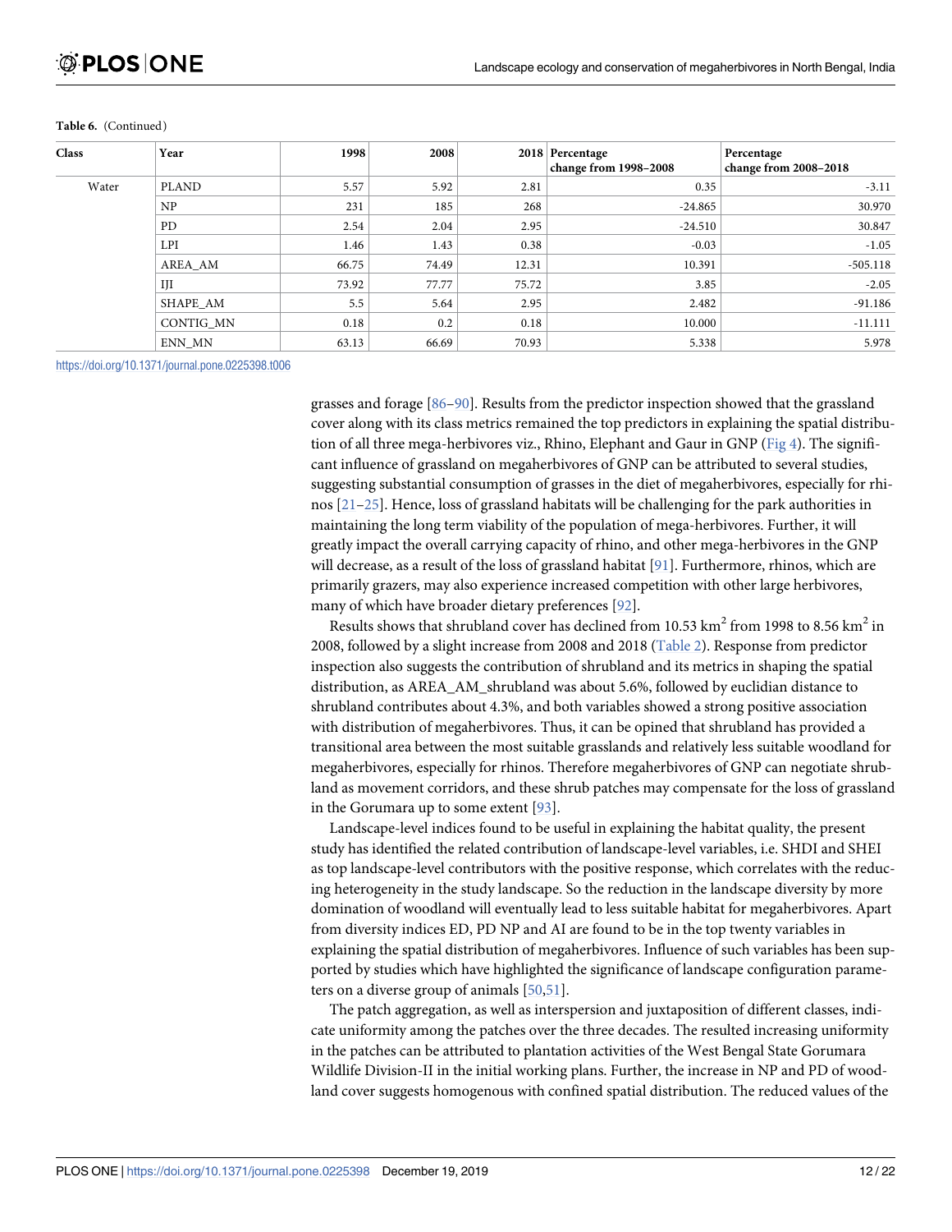**Table 6.** (Continued)

| Class | Year | 1998 | 2008 | 2018 | Percentage change from 1998–2008 | Percentage change from 2008–2018 |
|---|---|---|---|---|---|---|
| Water | PLAND | 5.57 | 5.92 | 2.81 | 0.35 | -3.11 |
| | NP | 231 | 185 | 268 | -24.865 | 30.970 |
| | PD | 2.54 | 2.04 | 2.95 | -24.510 | 30.847 |
| | LPI | 1.46 | 1.43 | 0.38 | -0.03 | -1.05 |
| | AREA_AM | 66.75 | 74.49 | 12.31 | 10.391 | -505.118 |
| | IJI | 73.92 | 77.77 | 75.72 | 3.85 | -2.05 |
| | SHAPE_AM | 5.5 | 5.64 | 2.95 | 2.482 | -91.186 |
| | CONTIG_MN | 0.18 | 0.2 | 0.18 | 10.000 | -11.111 |
| | ENN_MN | 63.13 | 66.69 | 70.93 | 5.338 | 5.978 |

https://doi.org/10.1371/journal.pone.0225398.t006

grasses and forage [86–90]. Results from the predictor inspection showed that the grassland cover along with its class metrics remained the top predictors in explaining the spatial distribution of all three mega-herbivores viz., Rhino, Elephant and Gaur in GNP (Fig 4). The significant influence of grassland on megaherbivores of GNP can be attributed to several studies, suggesting substantial consumption of grasses in the diet of megaherbivores, especially for rhinos [21–25]. Hence, loss of grassland habitats will be challenging for the park authorities in maintaining the long term viability of the population of mega-herbivores. Further, it will greatly impact the overall carrying capacity of rhino, and other mega-herbivores in the GNP will decrease, as a result of the loss of grassland habitat [91]. Furthermore, rhinos, which are primarily grazers, may also experience increased competition with other large herbivores, many of which have broader dietary preferences [92].

Results shows that shrubland cover has declined from 10.53 km$^2$ from 1998 to 8.56 km$^2$ in 2008, followed by a slight increase from 2008 and 2018 (Table 2). Response from predictor inspection also suggests the contribution of shrubland and its metrics in shaping the spatial distribution, as AREA_AM_shrubland was about 5.6%, followed by euclidian distance to shrubland contributes about 4.3%, and both variables showed a strong positive association with distribution of megaherbivores. Thus, it can be opined that shrubland has provided a transitional area between the most suitable grasslands and relatively less suitable woodland for megaherbivores, especially for rhinos. Therefore megaherbivores of GNP can negotiate shrubland as movement corridors, and these shrub patches may compensate for the loss of grassland in the Gorumara up to some extent [93].

Landscape-level indices found to be useful in explaining the habitat quality, the present study has identified the related contribution of landscape-level variables, i.e. SHDI and SHEI as top landscape-level contributors with the positive response, which correlates with the reducing heterogeneity in the study landscape. So the reduction in the landscape diversity by more domination of woodland will eventually lead to less suitable habitat for megaherbivores. Apart from diversity indices ED, PD NP and AI are found to be in the top twenty variables in explaining the spatial distribution of megaherbivores. Influence of such variables has been supported by studies which have highlighted the significance of landscape configuration parameters on a diverse group of animals [50,51].

The patch aggregation, as well as interspersion and juxtaposition of different classes, indicate uniformity among the patches over the three decades. The resulted increasing uniformity in the patches can be attributed to plantation activities of the West Bengal State Gorumara Wildlife Division-II in the initial working plans. Further, the increase in NP and PD of woodland cover suggests homogenous with confined spatial distribution. The reduced values of the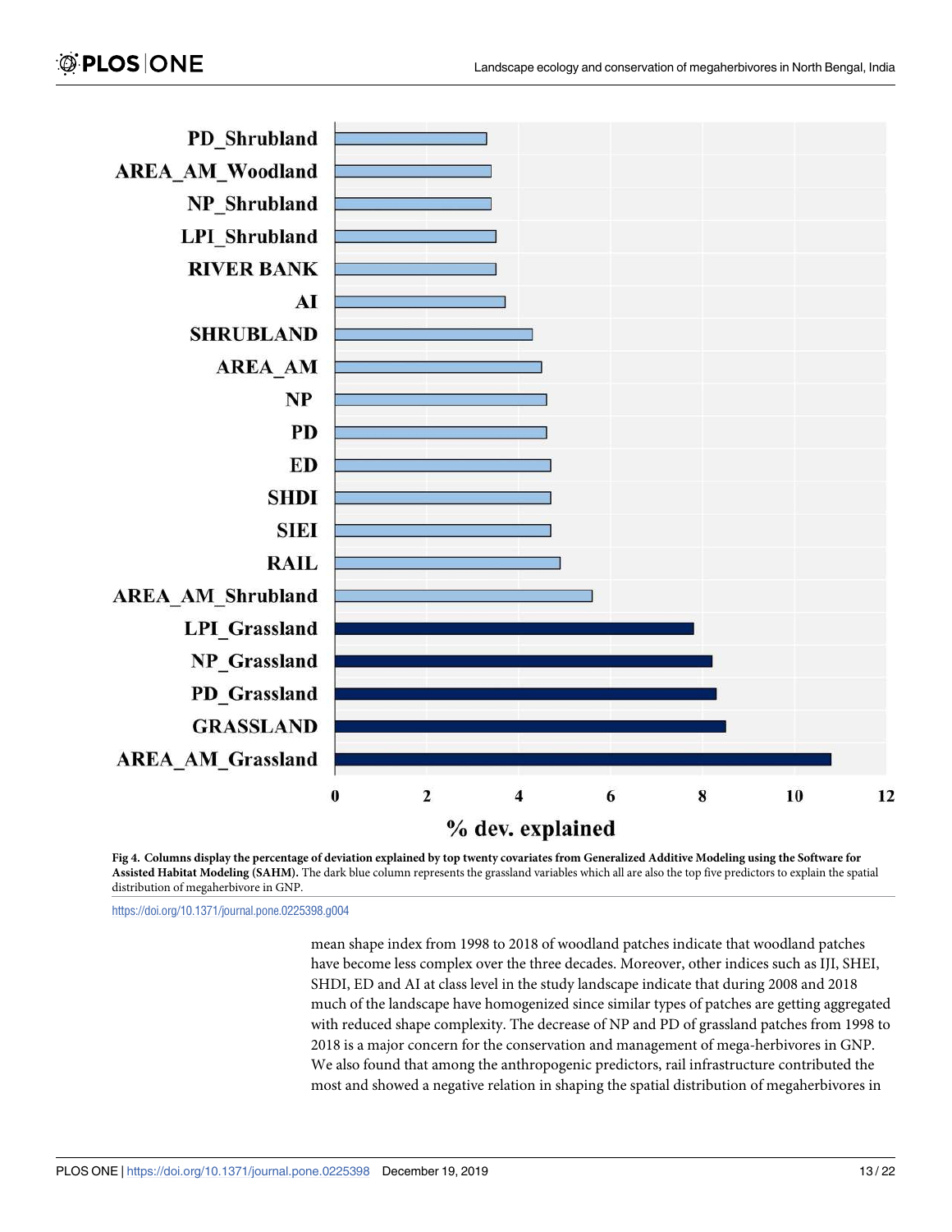**Fig 4. Columns display the percentage of deviation explained by top twenty covariates from Generalized Additive Modeling using the Software for Assisted Habitat Modeling (SAHM).** The dark blue column represents the grassland variables which all are also the top five predictors to explain the spatial distribution of megaherbivore in GNP.

https://doi.org/10.1371/journal.pone.0225398.g004

mean shape index from 1998 to 2018 of woodland patches indicate that woodland patches have become less complex over the three decades. Moreover, other indices such as IJI, SHEI, SHDI, ED and AI at class level in the study landscape indicate that during 2008 and 2018 much of the landscape have homogenized since similar types of patches are getting aggregated with reduced shape complexity. The decrease of NP and PD of grassland patches from 1998 to 2018 is a major concern for the conservation and management of mega-herbivores in GNP. We also found that among the anthropogenic predictors, rail infrastructure contributed the most and showed a negative relation in shaping the spatial distribution of megaherbivores in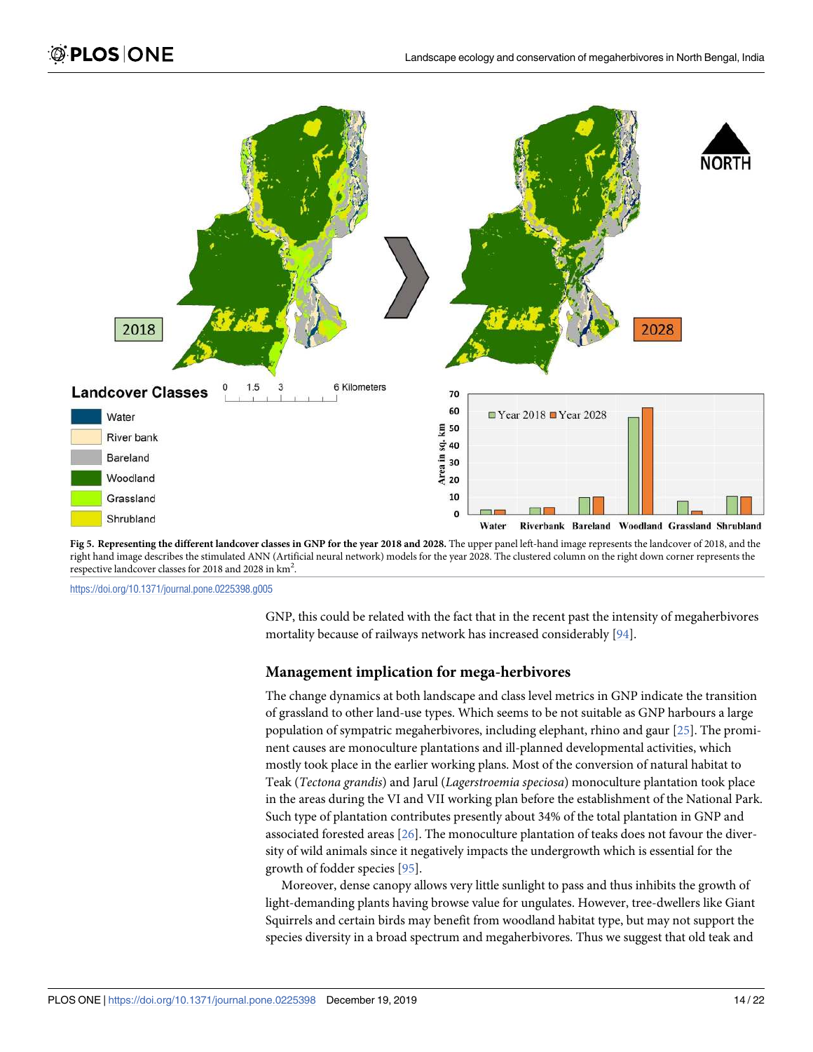**Fig 5. Representing the different landcover classes in GNP for the year 2018 and 2028.** The upper panel left-hand image represents the landcover of 2018, and the right hand image describes the stimulated ANN (Artificial neural network) models for the year 2028. The clustered column on the right down corner represents the respective landcover classes for 2018 and 2028 in km$^2$.

https://doi.org/10.1371/journal.pone.0225398.g005

GNP, this could be related with the fact that in the recent past the intensity of megaherbivores mortality because of railways network has increased considerably [94].

### Management implication for mega-herbivores

The change dynamics at both landscape and class level metrics in GNP indicate the transition of grassland to other land-use types. Which seems to be not suitable as GNP harbours a large population of sympatric megaherbivores, including elephant, rhino and gaur [25]. The prominent causes are monoculture plantations and ill-planned developmental activities, which mostly took place in the earlier working plans. Most of the conversion of natural habitat to Teak (*Tectona grandis*) and Jarul (*Lagerstroemia speciosa*) monoculture plantation took place in the areas during the VI and VII working plan before the establishment of the National Park. Such type of plantation contributes presently about 34% of the total plantation in GNP and associated forested areas [26]. The monoculture plantation of teaks does not favour the diversity of wild animals since it negatively impacts the undergrowth which is essential for the growth of fodder species [95].

Moreover, dense canopy allows very little sunlight to pass and thus inhibits the growth of light-demanding plants having browse value for ungulates. However, tree-dwellers like Giant Squirrels and certain birds may benefit from woodland habitat type, but may not support the species diversity in a broad spectrum and megaherbivores. Thus we suggest that old teak and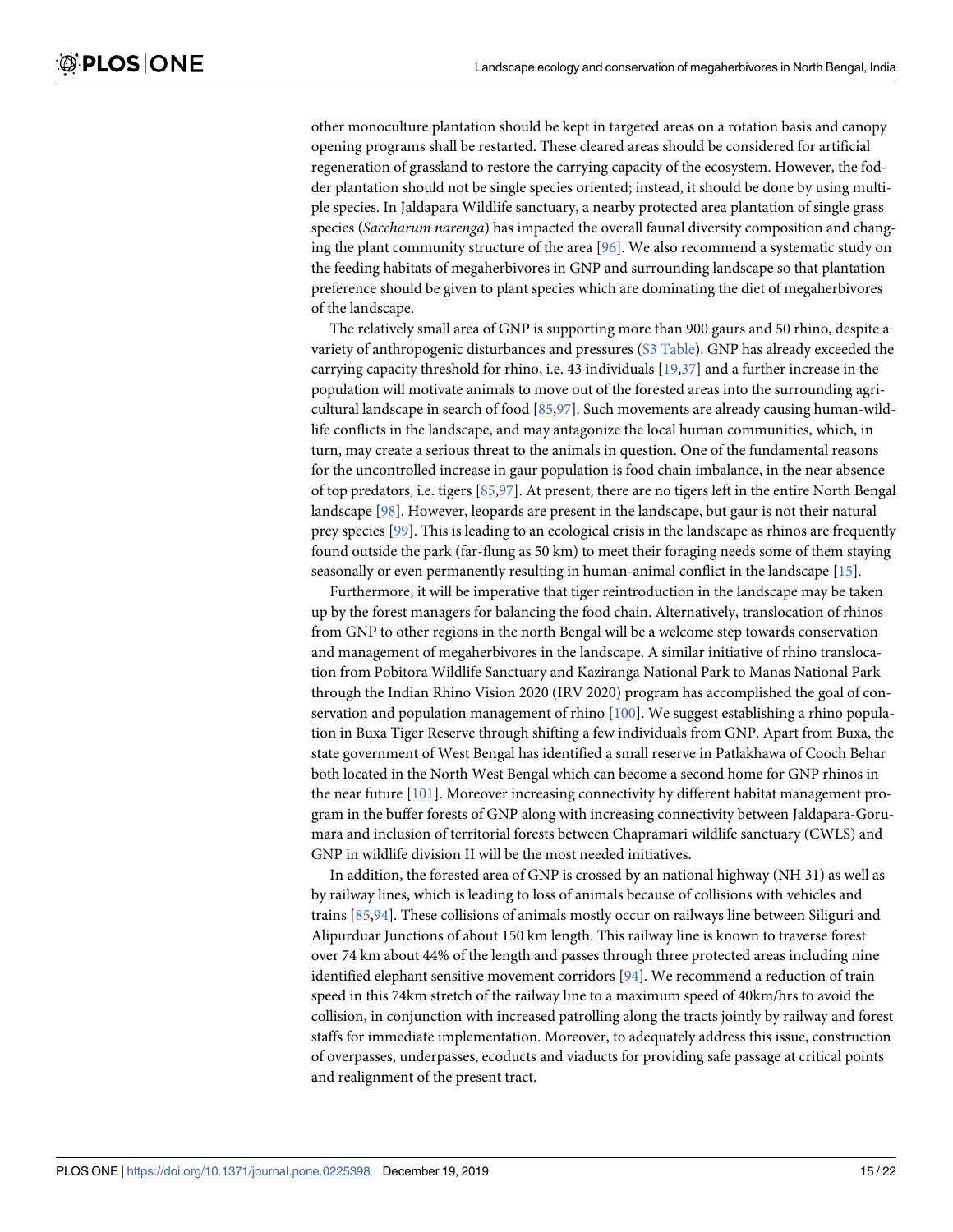other monoculture plantation should be kept in targeted areas on a rotation basis and canopy opening programs shall be restarted. These cleared areas should be considered for artificial regeneration of grassland to restore the carrying capacity of the ecosystem. However, the fodder plantation should not be single species oriented; instead, it should be done by using multiple species. In Jaldapara Wildlife sanctuary, a nearby protected area plantation of single grass species (*Saccharum narenga*) has impacted the overall faunal diversity composition and changing the plant community structure of the area [96]. We also recommend a systematic study on the feeding habitats of megaherbivores in GNP and surrounding landscape so that plantation preference should be given to plant species which are dominating the diet of megaherbivores of the landscape.

The relatively small area of GNP is supporting more than 900 gaurs and 50 rhino, despite a variety of anthropogenic disturbances and pressures (S3 Table). GNP has already exceeded the carrying capacity threshold for rhino, i.e. 43 individuals [19,37] and a further increase in the population will motivate animals to move out of the forested areas into the surrounding agricultural landscape in search of food [85,97]. Such movements are already causing human-wildlife conflicts in the landscape, and may antagonize the local human communities, which, in turn, may create a serious threat to the animals in question. One of the fundamental reasons for the uncontrolled increase in gaur population is food chain imbalance, in the near absence of top predators, i.e. tigers [85,97]. At present, there are no tigers left in the entire North Bengal landscape [98]. However, leopards are present in the landscape, but gaur is not their natural prey species [99]. This is leading to an ecological crisis in the landscape as rhinos are frequently found outside the park (far-flung as 50 km) to meet their foraging needs some of them staying seasonally or even permanently resulting in human-animal conflict in the landscape [15].

Furthermore, it will be imperative that tiger reintroduction in the landscape may be taken up by the forest managers for balancing the food chain. Alternatively, translocation of rhinos from GNP to other regions in the north Bengal will be a welcome step towards conservation and management of megaherbivores in the landscape. A similar initiative of rhino translocation from Pobitora Wildlife Sanctuary and Kaziranga National Park to Manas National Park through the Indian Rhino Vision 2020 (IRV 2020) program has accomplished the goal of conservation and population management of rhino [100]. We suggest establishing a rhino population in Buxa Tiger Reserve through shifting a few individuals from GNP. Apart from Buxa, the state government of West Bengal has identified a small reserve in Patlakhawa of Cooch Behar both located in the North West Bengal which can become a second home for GNP rhinos in the near future [101]. Moreover increasing connectivity by different habitat management program in the buffer forests of GNP along with increasing connectivity between Jaldapara-Gorumara and inclusion of territorial forests between Chapramari wildlife sanctuary (CWLS) and GNP in wildlife division II will be the most needed initiatives.

In addition, the forested area of GNP is crossed by an national highway (NH 31) as well as by railway lines, which is leading to loss of animals because of collisions with vehicles and trains [85,94]. These collisions of animals mostly occur on railways line between Siliguri and Alipurduar Junctions of about 150 km length. This railway line is known to traverse forest over 74 km about 44% of the length and passes through three protected areas including nine identified elephant sensitive movement corridors [94]. We recommend a reduction of train speed in this 74km stretch of the railway line to a maximum speed of 40km/hrs to avoid the collision, in conjunction with increased patrolling along the tracts jointly by railway and forest staffs for immediate implementation. Moreover, to adequately address this issue, construction of overpasses, underpasses, ecoducts and viaducts for providing safe passage at critical points and realignment of the present tract.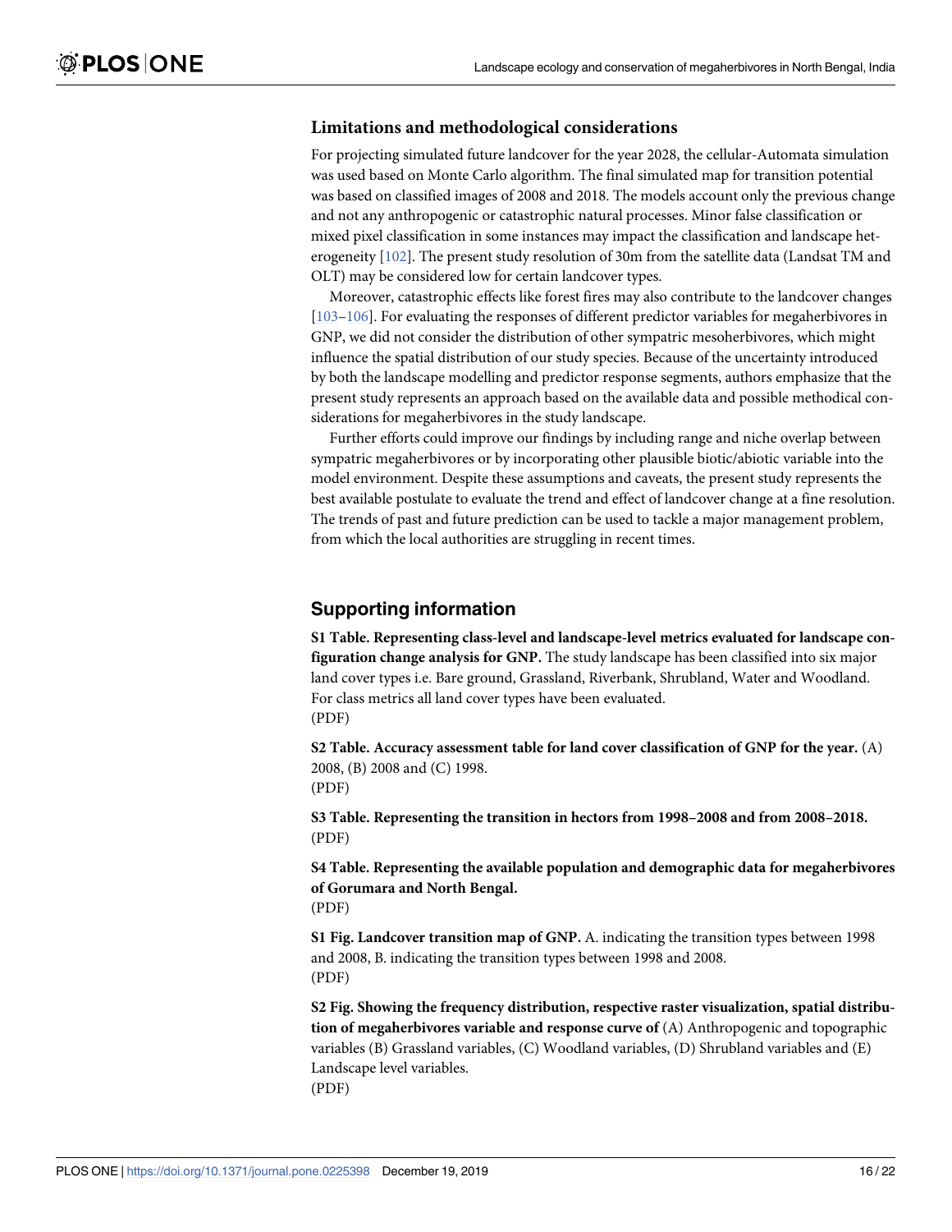### Limitations and methodological considerations

For projecting simulated future landcover for the year 2028, the cellular-Automata simulation was used based on Monte Carlo algorithm. The final simulated map for transition potential was based on classified images of 2008 and 2018. The models account only the previous change and not any anthropogenic or catastrophic natural processes. Minor false classification or mixed pixel classification in some instances may impact the classification and landscape heterogeneity [102]. The present study resolution of 30m from the satellite data (Landsat TM and OLT) may be considered low for certain landcover types.

Moreover, catastrophic effects like forest fires may also contribute to the landcover changes [103–106]. For evaluating the responses of different predictor variables for megaherbivores in GNP, we did not consider the distribution of other sympatric mesoherbivores, which might influence the spatial distribution of our study species. Because of the uncertainty introduced by both the landscape modelling and predictor response segments, authors emphasize that the present study represents an approach based on the available data and possible methodical considerations for megaherbivores in the study landscape.

Further efforts could improve our findings by including range and niche overlap between sympatric megaherbivores or by incorporating other plausible biotic/abiotic variable into the model environment. Despite these assumptions and caveats, the present study represents the best available postulate to evaluate the trend and effect of landcover change at a fine resolution. The trends of past and future prediction can be used to tackle a major management problem, from which the local authorities are struggling in recent times.

## Supporting information

**S1 Table. Representing class-level and landscape-level metrics evaluated for landscape configuration change analysis for GNP.** The study landscape has been classified into six major land cover types i.e. Bare ground, Grassland, Riverbank, Shrubland, Water and Woodland. For class metrics all land cover types have been evaluated.
(PDF)

**S2 Table. Accuracy assessment table for land cover classification of GNP for the year.** (A) 2008, (B) 2008 and (C) 1998.
(PDF)

**S3 Table. Representing the transition in hectors from 1998–2008 and from 2008–2018.**
(PDF)

**S4 Table. Representing the available population and demographic data for megaherbivores of Gorumara and North Bengal.**
(PDF)

**S1 Fig. Landcover transition map of GNP.** A. indicating the transition types between 1998 and 2008, B. indicating the transition types between 1998 and 2008.
(PDF)

**S2 Fig. Showing the frequency distribution, respective raster visualization, spatial distribution of megaherbivores variable and response curve of** (A) Anthropogenic and topographic variables (B) Grassland variables, (C) Woodland variables, (D) Shrubland variables and (E) Landscape level variables.
(PDF)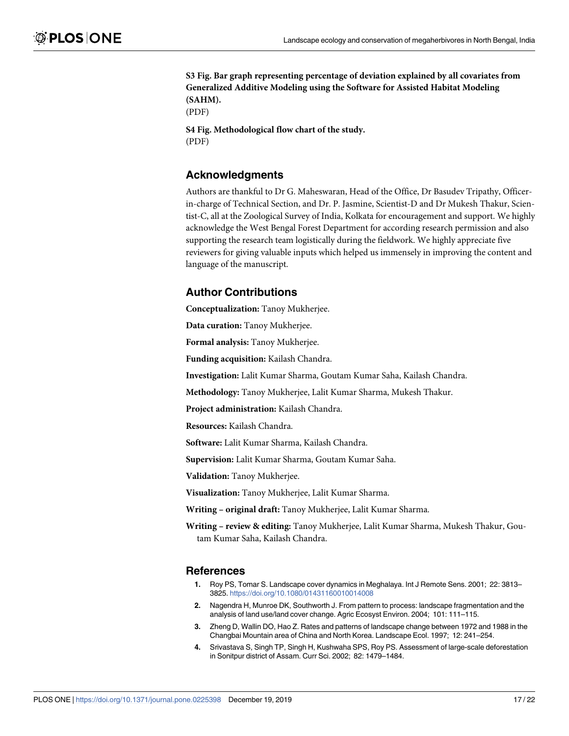**S3 Fig. Bar graph representing percentage of deviation explained by all covariates from Generalized Additive Modeling using the Software for Assisted Habitat Modeling (SAHM).**
(PDF)

**S4 Fig. Methodological flow chart of the study.**
(PDF)

## Acknowledgments

Authors are thankful to Dr G. Maheswaran, Head of the Office, Dr Basudev Tripathy, Officer-in-charge of Technical Section, and Dr. P. Jasmine, Scientist-D and Dr Mukesh Thakur, Scientist-C, all at the Zoological Survey of India, Kolkata for encouragement and support. We highly acknowledge the West Bengal Forest Department for according research permission and also supporting the research team logistically during the fieldwork. We highly appreciate five reviewers for giving valuable inputs which helped us immensely in improving the content and language of the manuscript.

## Author Contributions

**Conceptualization:** Tanoy Mukherjee.

**Data curation:** Tanoy Mukherjee.

**Formal analysis:** Tanoy Mukherjee.

**Funding acquisition:** Kailash Chandra.

**Investigation:** Lalit Kumar Sharma, Goutam Kumar Saha, Kailash Chandra.

**Methodology:** Tanoy Mukherjee, Lalit Kumar Sharma, Mukesh Thakur.

**Project administration:** Kailash Chandra.

**Resources:** Kailash Chandra.

**Software:** Lalit Kumar Sharma, Kailash Chandra.

**Supervision:** Lalit Kumar Sharma, Goutam Kumar Saha.

**Validation:** Tanoy Mukherjee.

**Visualization:** Tanoy Mukherjee, Lalit Kumar Sharma.

**Writing – original draft:** Tanoy Mukherjee, Lalit Kumar Sharma.

**Writing – review & editing:** Tanoy Mukherjee, Lalit Kumar Sharma, Mukesh Thakur, Goutam Kumar Saha, Kailash Chandra.

## References

1. Roy PS, Tomar S. Landscape cover dynamics in Meghalaya. Int J Remote Sens. 2001; 22: 3813–3825. https://doi.org/10.1080/01431160010014008
2. Nagendra H, Munroe DK, Southworth J. From pattern to process: landscape fragmentation and the analysis of land use/land cover change. Agric Ecosyst Environ. 2004; 101: 111–115.
3. Zheng D, Wallin DO, Hao Z. Rates and patterns of landscape change between 1972 and 1988 in the Changbai Mountain area of China and North Korea. Landscape Ecol. 1997; 12: 241–254.
4. Srivastava S, Singh TP, Singh H, Kushwaha SPS, Roy PS. Assessment of large-scale deforestation in Sonitpur district of Assam. Curr Sci. 2002; 82: 1479–1484.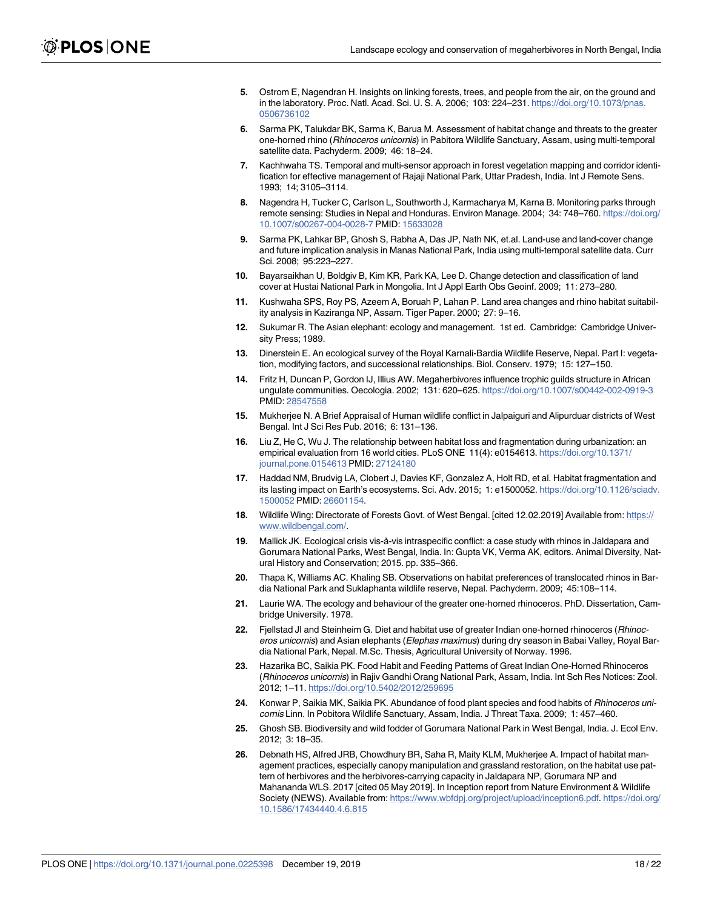5. Ostrom E, Nagendran H. Insights on linking forests, trees, and people from the air, on the ground and in the laboratory. Proc. Natl. Acad. Sci. U. S. A. 2006; 103: 224–231. https://doi.org/10.1073/pnas.0506736102
6. Sarma PK, Talukdar BK, Sarma K, Barua M. Assessment of habitat change and threats to the greater one-horned rhino (*Rhinoceros unicornis*) in Pabitora Wildlife Sanctuary, Assam, using multi-temporal satellite data. Pachyderm. 2009; 46: 18–24.
7. Kachhwaha TS. Temporal and multi-sensor approach in forest vegetation mapping and corridor identification for effective management of Rajaji National Park, Uttar Pradesh, India. Int J Remote Sens. 1993; 14; 3105–3114.
8. Nagendra H, Tucker C, Carlson L, Southworth J, Karmacharya M, Karna B. Monitoring parks through remote sensing: Studies in Nepal and Honduras. Environ Manage. 2004; 34: 748–760. https://doi.org/10.1007/s00267-004-0028-7 PMID: 15633028
9. Sarma PK, Lahkar BP, Ghosh S, Rabha A, Das JP, Nath NK, et.al. Land-use and land-cover change and future implication analysis in Manas National Park, India using multi-temporal satellite data. Curr Sci. 2008; 95:223–227.
10. Bayarsaikhan U, Boldgiv B, Kim KR, Park KA, Lee D. Change detection and classification of land cover at Hustai National Park in Mongolia. Int J Appl Earth Obs Geoinf. 2009; 11: 273–280.
11. Kushwaha SPS, Roy PS, Azeem A, Boruah P, Lahan P. Land area changes and rhino habitat suitability analysis in Kaziranga NP, Assam. Tiger Paper. 2000; 27: 9–16.
12. Sukumar R. The Asian elephant: ecology and management. 1st ed. Cambridge: Cambridge University Press; 1989.
13. Dinerstein E. An ecological survey of the Royal Karnali-Bardia Wildlife Reserve, Nepal. Part I: vegetation, modifying factors, and successional relationships. Biol. Conserv. 1979; 15: 127–150.
14. Fritz H, Duncan P, Gordon IJ, Illius AW. Megaherbivores influence trophic guilds structure in African ungulate communities. Oecologia. 2002; 131: 620–625. https://doi.org/10.1007/s00442-002-0919-3 PMID: 28547558
15. Mukherjee N. A Brief Appraisal of Human wildlife conflict in Jalpaiguri and Alipurduar districts of West Bengal. Int J Sci Res Pub. 2016; 6: 131–136.
16. Liu Z, He C, Wu J. The relationship between habitat loss and fragmentation during urbanization: an empirical evaluation from 16 world cities. PLoS ONE 11(4): e0154613. https://doi.org/10.1371/journal.pone.0154613 PMID: 27124180
17. Haddad NM, Brudvig LA, Clobert J, Davies KF, Gonzalez A, Holt RD, et al. Habitat fragmentation and its lasting impact on Earth's ecosystems. Sci. Adv. 2015; 1: e1500052. https://doi.org/10.1126/sciadv.1500052 PMID: 26601154.
18. Wildlife Wing: Directorate of Forests Govt. of West Bengal. [cited 12.02.2019] Available from: https://www.wildbengal.com/.
19. Mallick JK. Ecological crisis vis-à-vis intraspecific conflict: a case study with rhinos in Jaldapara and Gorumara National Parks, West Bengal, India. In: Gupta VK, Verma AK, editors. Animal Diversity, Natural History and Conservation; 2015. pp. 335–366.
20. Thapa K, Williams AC. Khaling SB. Observations on habitat preferences of translocated rhinos in Bardia National Park and Suklaphanta wildlife reserve, Nepal. Pachyderm. 2009; 45:108–114.
21. Laurie WA. The ecology and behaviour of the greater one-horned rhinoceros. PhD. Dissertation, Cambridge University. 1978.
22. Fjellstad JI and Steinheim G. Diet and habitat use of greater Indian one-horned rhinoceros (*Rhinoceros unicornis*) and Asian elephants (*Elephas maximus*) during dry season in Babai Valley, Royal Bardia National Park, Nepal. M.Sc. Thesis, Agricultural University of Norway. 1996.
23. Hazarika BC, Saikia PK. Food Habit and Feeding Patterns of Great Indian One-Horned Rhinoceros (*Rhinoceros unicornis*) in Rajiv Gandhi Orang National Park, Assam, India. Int Sch Res Notices: Zool. 2012; 1–11. https://doi.org/10.5402/2012/259695
24. Konwar P, Saikia MK, Saikia PK. Abundance of food plant species and food habits of *Rhinoceros unicornis* Linn. In Pobitora Wildlife Sanctuary, Assam, India. J Threat Taxa. 2009; 1: 457–460.
25. Ghosh SB. Biodiversity and wild fodder of Gorumara National Park in West Bengal, India. J. Ecol Env. 2012; 3: 18–35.
26. Debnath HS, Alfred JRB, Chowdhury BR, Saha R, Maity KLM, Mukherjee A. Impact of habitat management practices, especially canopy manipulation and grassland restoration, on the habitat use pattern of herbivores and the herbivores-carrying capacity in Jaldapara NP, Gorumara NP and Mahananda WLS. 2017 [cited 05 May 2019]. In Inception report from Nature Environment & Wildlife Society (NEWS). Available from: https://www.wbfdpj.org/project/upload/inception6.pdf. https://doi.org/10.1586/17434440.4.6.815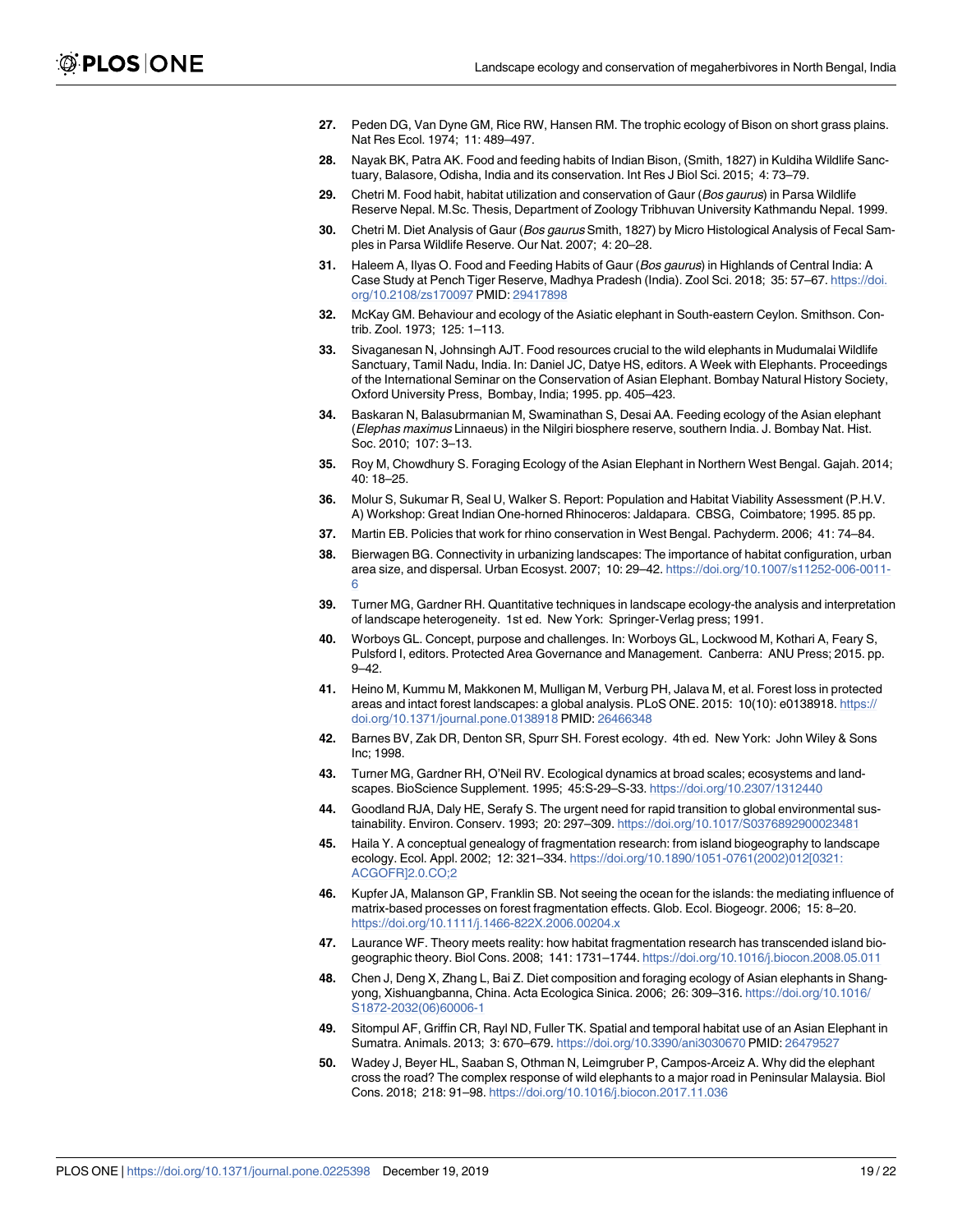27. Peden DG, Van Dyne GM, Rice RW, Hansen RM. The trophic ecology of Bison on short grass plains. Nat Res Ecol. 1974; 11: 489–497.

28. Nayak BK, Patra AK. Food and feeding habits of Indian Bison, (Smith, 1827) in Kuldiha Wildlife Sanctuary, Balasore, Odisha, India and its conservation. Int Res J Biol Sci. 2015; 4: 73–79.

29. Chetri M. Food habit, habitat utilization and conservation of Gaur (*Bos gaurus*) in Parsa Wildlife Reserve Nepal. M.Sc. Thesis, Department of Zoology Tribhuvan University Kathmandu Nepal. 1999.

30. Chetri M. Diet Analysis of Gaur (*Bos gaurus* Smith, 1827) by Micro Histological Analysis of Fecal Samples in Parsa Wildlife Reserve. Our Nat. 2007; 4: 20–28.

31. Haleem A, Ilyas O. Food and Feeding Habits of Gaur (*Bos gaurus*) in Highlands of Central India: A Case Study at Pench Tiger Reserve, Madhya Pradesh (India). Zool Sci. 2018; 35: 57–67. https://doi.org/10.2108/zs170097 PMID: 29417898

32. McKay GM. Behaviour and ecology of the Asiatic elephant in South-eastern Ceylon. Smithson. Contrib. Zool. 1973; 125: 1–113.

33. Sivaganesan N, Johnsingh AJT. Food resources crucial to the wild elephants in Mudumalai Wildlife Sanctuary, Tamil Nadu, India. In: Daniel JC, Datye HS, editors. A Week with Elephants. Proceedings of the International Seminar on the Conservation of Asian Elephant. Bombay Natural History Society, Oxford University Press, Bombay, India; 1995. pp. 405–423.

34. Baskaran N, Balasubrmanian M, Swaminathan S, Desai AA. Feeding ecology of the Asian elephant (*Elephas maximus* Linnaeus) in the Nilgiri biosphere reserve, southern India. J. Bombay Nat. Hist. Soc. 2010; 107: 3–13.

35. Roy M, Chowdhury S. Foraging Ecology of the Asian Elephant in Northern West Bengal. Gajah. 2014; 40: 18–25.

36. Molur S, Sukumar R, Seal U, Walker S. Report: Population and Habitat Viability Assessment (P.H.V.A) Workshop: Great Indian One-horned Rhinoceros: Jaldapara. CBSG, Coimbatore; 1995. 85 pp.

37. Martin EB. Policies that work for rhino conservation in West Bengal. Pachyderm. 2006; 41: 74–84.

38. Bierwagen BG. Connectivity in urbanizing landscapes: The importance of habitat configuration, urban area size, and dispersal. Urban Ecosyst. 2007; 10: 29–42. https://doi.org/10.1007/s11252-006-0011-6

39. Turner MG, Gardner RH. Quantitative techniques in landscape ecology-the analysis and interpretation of landscape heterogeneity. 1st ed. New York: Springer-Verlag press; 1991.

40. Worboys GL. Concept, purpose and challenges. In: Worboys GL, Lockwood M, Kothari A, Feary S, Pulsford I, editors. Protected Area Governance and Management. Canberra: ANU Press; 2015. pp. 9–42.

41. Heino M, Kummu M, Makkonen M, Mulligan M, Verburg PH, Jalava M, et al. Forest loss in protected areas and intact forest landscapes: a global analysis. PLoS ONE. 2015: 10(10): e0138918. https://doi.org/10.1371/journal.pone.0138918 PMID: 26466348

42. Barnes BV, Zak DR, Denton SR, Spurr SH. Forest ecology. 4th ed. New York: John Wiley & Sons Inc; 1998.

43. Turner MG, Gardner RH, O'Neil RV. Ecological dynamics at broad scales; ecosystems and landscapes. BioScience Supplement. 1995; 45:S-29–S-33. https://doi.org/10.2307/1312440

44. Goodland RJA, Daly HE, Serafy S. The urgent need for rapid transition to global environmental sustainability. Environ. Conserv. 1993; 20: 297–309. https://doi.org/10.1017/S0376892900023481

45. Haila Y. A conceptual genealogy of fragmentation research: from island biogeography to landscape ecology. Ecol. Appl. 2002; 12: 321–334. https://doi.org/10.1890/1051-0761(2002)012[0321:ACGOFR]2.0.CO;2

46. Kupfer JA, Malanson GP, Franklin SB. Not seeing the ocean for the islands: the mediating influence of matrix-based processes on forest fragmentation effects. Glob. Ecol. Biogeogr. 2006; 15: 8–20. https://doi.org/10.1111/j.1466-822X.2006.00204.x

47. Laurance WF. Theory meets reality: how habitat fragmentation research has transcended island biogeographic theory. Biol Cons. 2008; 141: 1731–1744. https://doi.org/10.1016/j.biocon.2008.05.011

48. Chen J, Deng X, Zhang L, Bai Z. Diet composition and foraging ecology of Asian elephants in Shangyong, Xishuangbanna, China. Acta Ecologica Sinica. 2006; 26: 309–316. https://doi.org/10.1016/S1872-2032(06)60006-1

49. Sitompul AF, Griffin CR, Rayl ND, Fuller TK. Spatial and temporal habitat use of an Asian Elephant in Sumatra. Animals. 2013; 3: 670–679. https://doi.org/10.3390/ani3030670 PMID: 26479527

50. Wadey J, Beyer HL, Saaban S, Othman N, Leimgruber P, Campos-Arceiz A. Why did the elephant cross the road? The complex response of wild elephants to a major road in Peninsular Malaysia. Biol Cons. 2018; 218: 91–98. https://doi.org/10.1016/j.biocon.2017.11.036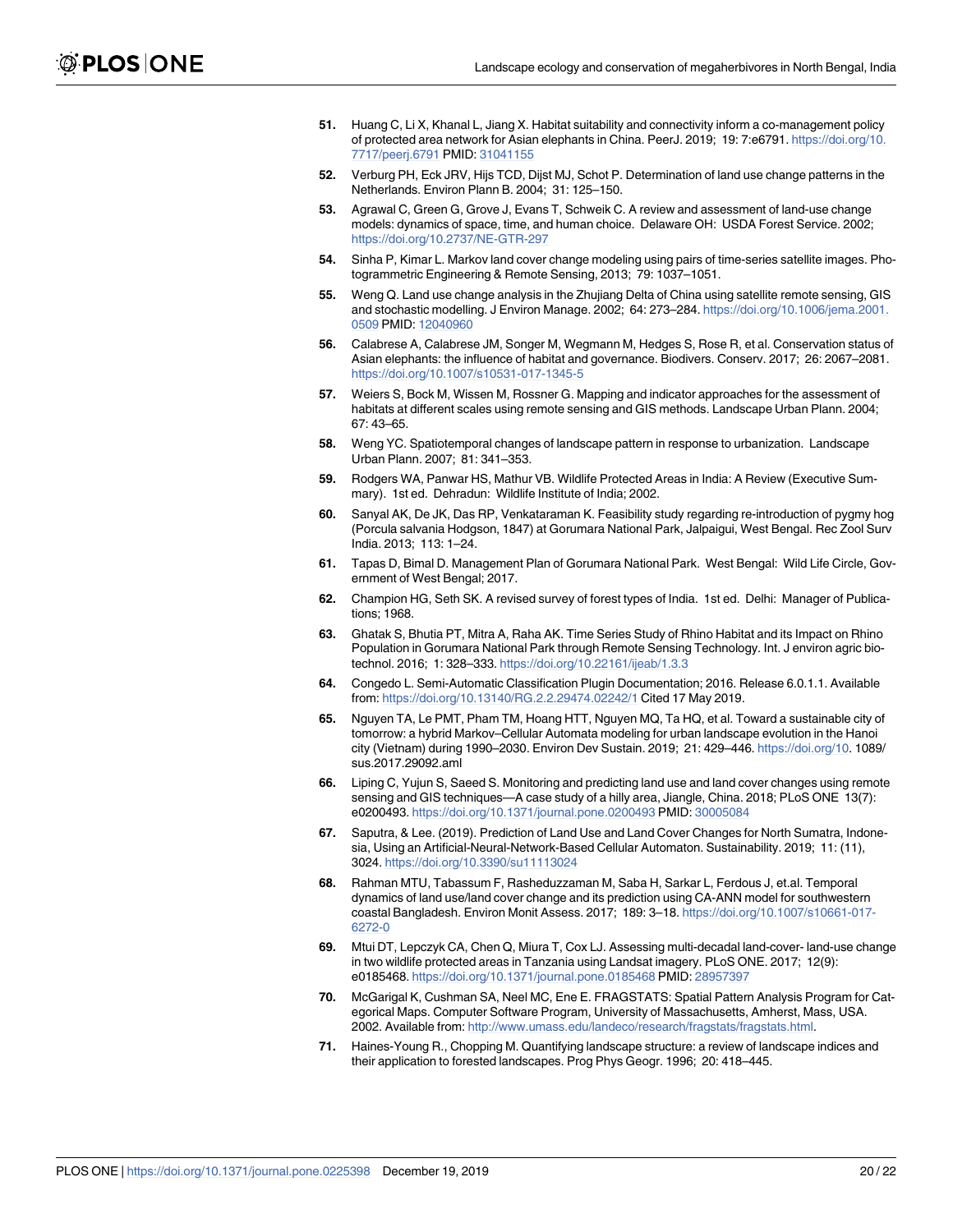51. Huang C, Li X, Khanal L, Jiang X. Habitat suitability and connectivity inform a co-management policy of protected area network for Asian elephants in China. PeerJ. 2019; 19: 7:e6791. https://doi.org/10.7717/peerj.6791 PMID: 31041155

52. Verburg PH, Eck JRV, Hijs TCD, Dijst MJ, Schot P. Determination of land use change patterns in the Netherlands. Environ Plann B. 2004; 31: 125–150.

53. Agrawal C, Green G, Grove J, Evans T, Schweik C. A review and assessment of land-use change models: dynamics of space, time, and human choice. Delaware OH: USDA Forest Service. 2002; https://doi.org/10.2737/NE-GTR-297

54. Sinha P, Kimar L. Markov land cover change modeling using pairs of time-series satellite images. Photogrammetric Engineering & Remote Sensing, 2013; 79: 1037–1051.

55. Weng Q. Land use change analysis in the Zhujiang Delta of China using satellite remote sensing, GIS and stochastic modelling. J Environ Manage. 2002; 64: 273–284. https://doi.org/10.1006/jema.2001.0509 PMID: 12040960

56. Calabrese A, Calabrese JM, Songer M, Wegmann M, Hedges S, Rose R, et al. Conservation status of Asian elephants: the influence of habitat and governance. Biodivers. Conserv. 2017; 26: 2067–2081. https://doi.org/10.1007/s10531-017-1345-5

57. Weiers S, Bock M, Wissen M, Rossner G. Mapping and indicator approaches for the assessment of habitats at different scales using remote sensing and GIS methods. Landscape Urban Plann. 2004; 67: 43–65.

58. Weng YC. Spatiotemporal changes of landscape pattern in response to urbanization. Landscape Urban Plann. 2007; 81: 341–353.

59. Rodgers WA, Panwar HS, Mathur VB. Wildlife Protected Areas in India: A Review (Executive Summary). 1st ed. Dehradun: Wildlife Institute of India; 2002.

60. Sanyal AK, De JK, Das RP, Venkataraman K. Feasibility study regarding re-introduction of pygmy hog (Porcula salvania Hodgson, 1847) at Gorumara National Park, Jalpaigui, West Bengal. Rec Zool Surv India. 2013; 113: 1–24.

61. Tapas D, Bimal D. Management Plan of Gorumara National Park. West Bengal: Wild Life Circle, Government of West Bengal; 2017.

62. Champion HG, Seth SK. A revised survey of forest types of India. 1st ed. Delhi: Manager of Publications; 1968.

63. Ghatak S, Bhutia PT, Mitra A, Raha AK. Time Series Study of Rhino Habitat and its Impact on Rhino Population in Gorumara National Park through Remote Sensing Technology. Int. J environ agric biotechnol. 2016; 1: 328–333. https://doi.org/10.22161/ijeab/1.3.3

64. Congedo L. Semi-Automatic Classification Plugin Documentation; 2016. Release 6.0.1.1. Available from: https://doi.org/10.13140/RG.2.2.29474.02242/1 Cited 17 May 2019.

65. Nguyen TA, Le PMT, Pham TM, Hoang HTT, Nguyen MQ, Ta HQ, et al. Toward a sustainable city of tomorrow: a hybrid Markov–Cellular Automata modeling for urban landscape evolution in the Hanoi city (Vietnam) during 1990–2030. Environ Dev Sustain. 2019; 21: 429–446. https://doi.org/10.1089/sus.2017.29092.aml

66. Liping C, Yujun S, Saeed S. Monitoring and predicting land use and land cover changes using remote sensing and GIS techniques—A case study of a hilly area, Jiangle, China. 2018; PLoS ONE 13(7): e0200493. https://doi.org/10.1371/journal.pone.0200493 PMID: 30005084

67. Saputra, & Lee. (2019). Prediction of Land Use and Land Cover Changes for North Sumatra, Indonesia, Using an Artificial-Neural-Network-Based Cellular Automaton. Sustainability. 2019; 11: (11), 3024. https://doi.org/10.3390/su11113024

68. Rahman MTU, Tabassum F, Rasheduzzaman M, Saba H, Sarkar L, Ferdous J, et.al. Temporal dynamics of land use/land cover change and its prediction using CA-ANN model for southwestern coastal Bangladesh. Environ Monit Assess. 2017; 189: 3–18. https://doi.org/10.1007/s10661-017-6272-0

69. Mtui DT, Lepczyk CA, Chen Q, Miura T, Cox LJ. Assessing multi-decadal land-cover- land-use change in two wildlife protected areas in Tanzania using Landsat imagery. PLoS ONE. 2017; 12(9): e0185468. https://doi.org/10.1371/journal.pone.0185468 PMID: 28957397

70. McGarigal K, Cushman SA, Neel MC, Ene E. FRAGSTATS: Spatial Pattern Analysis Program for Categorical Maps. Computer Software Program, University of Massachusetts, Amherst, Mass, USA. 2002. Available from: http://www.umass.edu/landeco/research/fragstats/fragstats.html.

71. Haines-Young R., Chopping M. Quantifying landscape structure: a review of landscape indices and their application to forested landscapes. Prog Phys Geogr. 1996; 20: 418–445.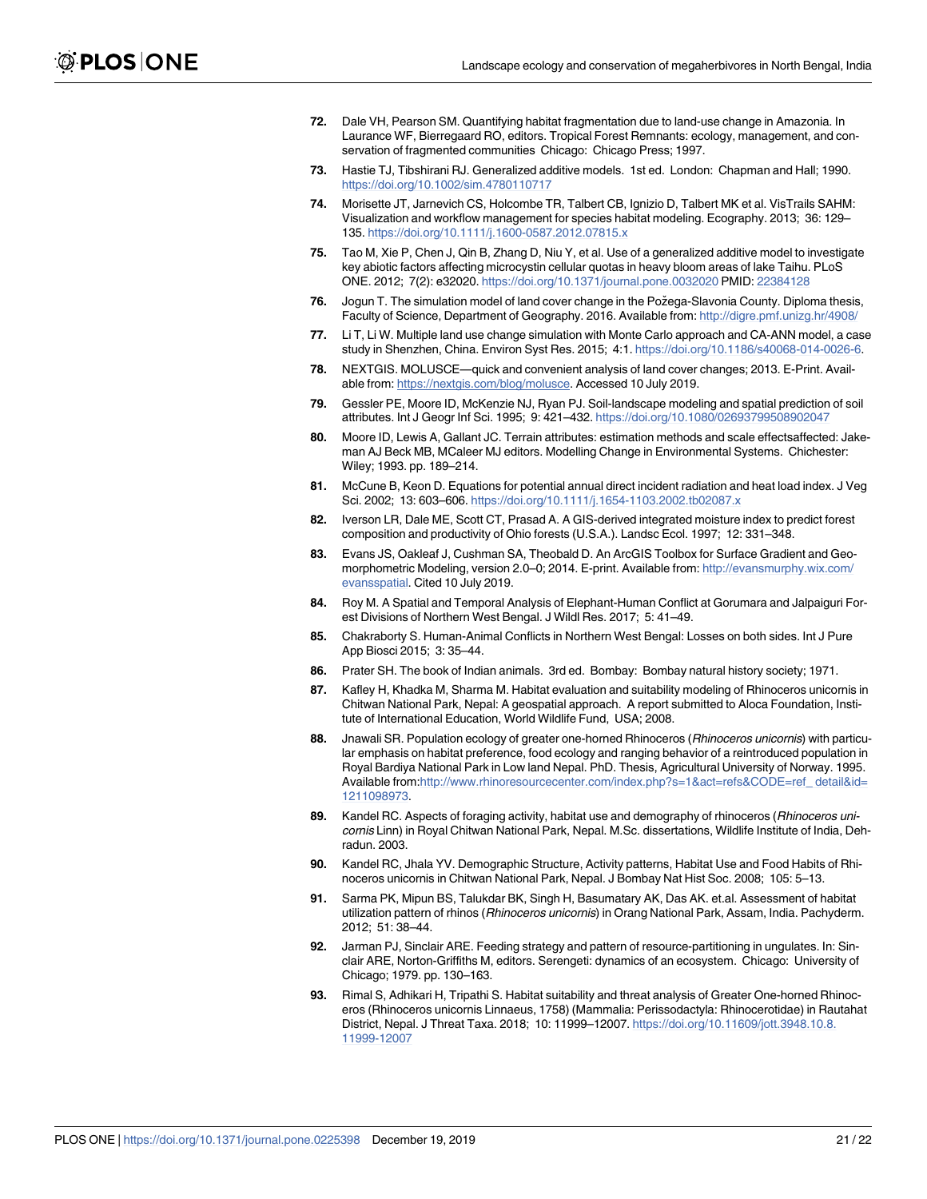72. Dale VH, Pearson SM. Quantifying habitat fragmentation due to land-use change in Amazonia. In Laurance WF, Bierregaard RO, editors. Tropical Forest Remnants: ecology, management, and conservation of fragmented communities Chicago: Chicago Press; 1997.

73. Hastie TJ, Tibshirani RJ. Generalized additive models. 1st ed. London: Chapman and Hall; 1990. https://doi.org/10.1002/sim.4780110717

74. Morisette JT, Jarnevich CS, Holcombe TR, Talbert CB, Ignizio D, Talbert MK et al. VisTrails SAHM: Visualization and workflow management for species habitat modeling. Ecography. 2013; 36: 129–135. https://doi.org/10.1111/j.1600-0587.2012.07815.x

75. Tao M, Xie P, Chen J, Qin B, Zhang D, Niu Y, et al. Use of a generalized additive model to investigate key abiotic factors affecting microcystin cellular quotas in heavy bloom areas of lake Taihu. PLoS ONE. 2012; 7(2): e32020. https://doi.org/10.1371/journal.pone.0032020 PMID: 22384128

76. Jogun T. The simulation model of land cover change in the Požega-Slavonia County. Diploma thesis, Faculty of Science, Department of Geography. 2016. Available from: http://digre.pmf.unizg.hr/4908/

77. Li T, Li W. Multiple land use change simulation with Monte Carlo approach and CA-ANN model, a case study in Shenzhen, China. Environ Syst Res. 2015; 4:1. https://doi.org/10.1186/s40068-014-0026-6.

78. NEXTGIS. MOLUSCE—quick and convenient analysis of land cover changes; 2013. E-Print. Available from: https://nextgis.com/blog/molusce. Accessed 10 July 2019.

79. Gessler PE, Moore ID, McKenzie NJ, Ryan PJ. Soil-landscape modeling and spatial prediction of soil attributes. Int J Geogr Inf Sci. 1995; 9: 421–432. https://doi.org/10.1080/02693799508902047

80. Moore ID, Lewis A, Gallant JC. Terrain attributes: estimation methods and scale effectsaffected: Jakeman AJ Beck MB, MCaleer MJ editors. Modelling Change in Environmental Systems. Chichester: Wiley; 1993. pp. 189–214.

81. McCune B, Keon D. Equations for potential annual direct incident radiation and heat load index. J Veg Sci. 2002; 13: 603–606. https://doi.org/10.1111/j.1654-1103.2002.tb02087.x

82. Iverson LR, Dale ME, Scott CT, Prasad A. A GIS-derived integrated moisture index to predict forest composition and productivity of Ohio forests (U.S.A.). Landsc Ecol. 1997; 12: 331–348.

83. Evans JS, Oakleaf J, Cushman SA, Theobald D. An ArcGIS Toolbox for Surface Gradient and Geomorphometric Modeling, version 2.0–0; 2014. E-print. Available from: http://evansmurphy.wix.com/evansspatial. Cited 10 July 2019.

84. Roy M. A Spatial and Temporal Analysis of Elephant-Human Conflict at Gorumara and Jalpaiguri Forest Divisions of Northern West Bengal. J Wildl Res. 2017; 5: 41–49.

85. Chakraborty S. Human-Animal Conflicts in Northern West Bengal: Losses on both sides. Int J Pure App Biosci 2015; 3: 35–44.

86. Prater SH. The book of Indian animals. 3rd ed. Bombay: Bombay natural history society; 1971.

87. Kafley H, Khadka M, Sharma M. Habitat evaluation and suitability modeling of Rhinoceros unicornis in Chitwan National Park, Nepal: A geospatial approach. A report submitted to Aloca Foundation, Institute of International Education, World Wildlife Fund, USA; 2008.

88. Jnawali SR. Population ecology of greater one-horned Rhinoceros (*Rhinoceros unicornis*) with particular emphasis on habitat preference, food ecology and ranging behavior of a reintroduced population in Royal Bardiya National Park in Low land Nepal. PhD. Thesis, Agricultural University of Norway. 1995. Available from:http://www.rhinoresourcecenter.com/index.php?s=1&act=refs&CODE=ref_ detail&id=1211098973.

89. Kandel RC. Aspects of foraging activity, habitat use and demography of rhinoceros (*Rhinoceros unicornis* Linn) in Royal Chitwan National Park, Nepal. M.Sc. dissertations, Wildlife Institute of India, Dehradun. 2003.

90. Kandel RC, Jhala YV. Demographic Structure, Activity patterns, Habitat Use and Food Habits of Rhinoceros unicornis in Chitwan National Park, Nepal. J Bombay Nat Hist Soc. 2008; 105: 5–13.

91. Sarma PK, Mipun BS, Talukdar BK, Singh H, Basumatary AK, Das AK. et.al. Assessment of habitat utilization pattern of rhinos (*Rhinoceros unicornis*) in Orang National Park, Assam, India. Pachyderm. 2012; 51: 38–44.

92. Jarman PJ, Sinclair ARE. Feeding strategy and pattern of resource-partitioning in ungulates. In: Sinclair ARE, Norton-Griffiths M, editors. Serengeti: dynamics of an ecosystem. Chicago: University of Chicago; 1979. pp. 130–163.

93. Rimal S, Adhikari H, Tripathi S. Habitat suitability and threat analysis of Greater One-horned Rhinoceros (Rhinoceros unicornis Linnaeus, 1758) (Mammalia: Perissodactyla: Rhinocerotidae) in Rautahat District, Nepal. J Threat Taxa. 2018; 10: 11999–12007. https://doi.org/10.11609/jott.3948.10.8.11999-12007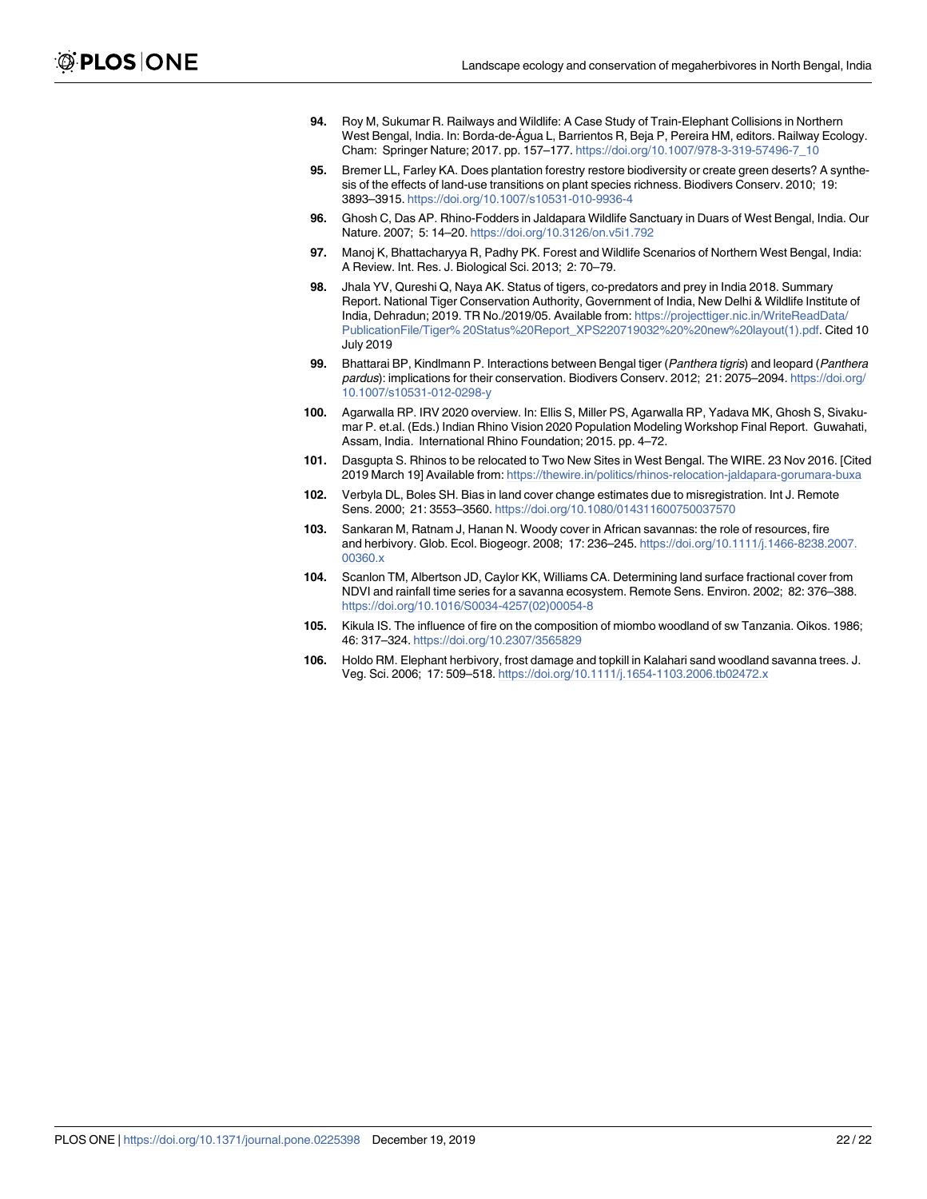94. Roy M, Sukumar R. Railways and Wildlife: A Case Study of Train-Elephant Collisions in Northern West Bengal, India. In: Borda-de-Água L, Barrientos R, Beja P, Pereira HM, editors. Railway Ecology. Cham: Springer Nature; 2017. pp. 157–177. https://doi.org/10.1007/978-3-319-57496-7_10

95. Bremer LL, Farley KA. Does plantation forestry restore biodiversity or create green deserts? A synthesis of the effects of land-use transitions on plant species richness. Biodivers Conserv. 2010; 19: 3893–3915. https://doi.org/10.1007/s10531-010-9936-4

96. Ghosh C, Das AP. Rhino-Fodders in Jaldapara Wildlife Sanctuary in Duars of West Bengal, India. Our Nature. 2007; 5: 14–20. https://doi.org/10.3126/on.v5i1.792

97. Manoj K, Bhattacharyya R, Padhy PK. Forest and Wildlife Scenarios of Northern West Bengal, India: A Review. Int. Res. J. Biological Sci. 2013; 2: 70–79.

98. Jhala YV, Qureshi Q, Naya AK. Status of tigers, co-predators and prey in India 2018. Summary Report. National Tiger Conservation Authority, Government of India, New Delhi & Wildlife Institute of India, Dehradun; 2019. TR No./2019/05. Available from: https://projecttiger.nic.in/WriteReadData/PublicationFile/Tiger% 20Status%20Report_XPS220719032%20%20new%20layout(1).pdf. Cited 10 July 2019

99. Bhattarai BP, Kindlmann P. Interactions between Bengal tiger (*Panthera tigris*) and leopard (*Panthera pardus*): implications for their conservation. Biodivers Conserv. 2012; 21: 2075–2094. https://doi.org/10.1007/s10531-012-0298-y

100. Agarwalla RP. IRV 2020 overview. In: Ellis S, Miller PS, Agarwalla RP, Yadava MK, Ghosh S, Sivakumar P. et.al. (Eds.) Indian Rhino Vision 2020 Population Modeling Workshop Final Report. Guwahati, Assam, India. International Rhino Foundation; 2015. pp. 4–72.

101. Dasgupta S. Rhinos to be relocated to Two New Sites in West Bengal. The WIRE. 23 Nov 2016. [Cited 2019 March 19] Available from: https://thewire.in/politics/rhinos-relocation-jaldapara-gorumara-buxa

102. Verbyla DL, Boles SH. Bias in land cover change estimates due to misregistration. Int J. Remote Sens. 2000; 21: 3553–3560. https://doi.org/10.1080/014311600750037570

103. Sankaran M, Ratnam J, Hanan N. Woody cover in African savannas: the role of resources, fire and herbivory. Glob. Ecol. Biogeogr. 2008; 17: 236–245. https://doi.org/10.1111/j.1466-8238.2007.00360.x

104. Scanlon TM, Albertson JD, Caylor KK, Williams CA. Determining land surface fractional cover from NDVI and rainfall time series for a savanna ecosystem. Remote Sens. Environ. 2002; 82: 376–388. https://doi.org/10.1016/S0034-4257(02)00054-8

105. Kikula IS. The influence of fire on the composition of miombo woodland of sw Tanzania. Oikos. 1986; 46: 317–324. https://doi.org/10.2307/3565829

106. Holdo RM. Elephant herbivory, frost damage and topkill in Kalahari sand woodland savanna trees. J. Veg. Sci. 2006; 17: 509–518. https://doi.org/10.1111/j.1654-1103.2006.tb02472.x